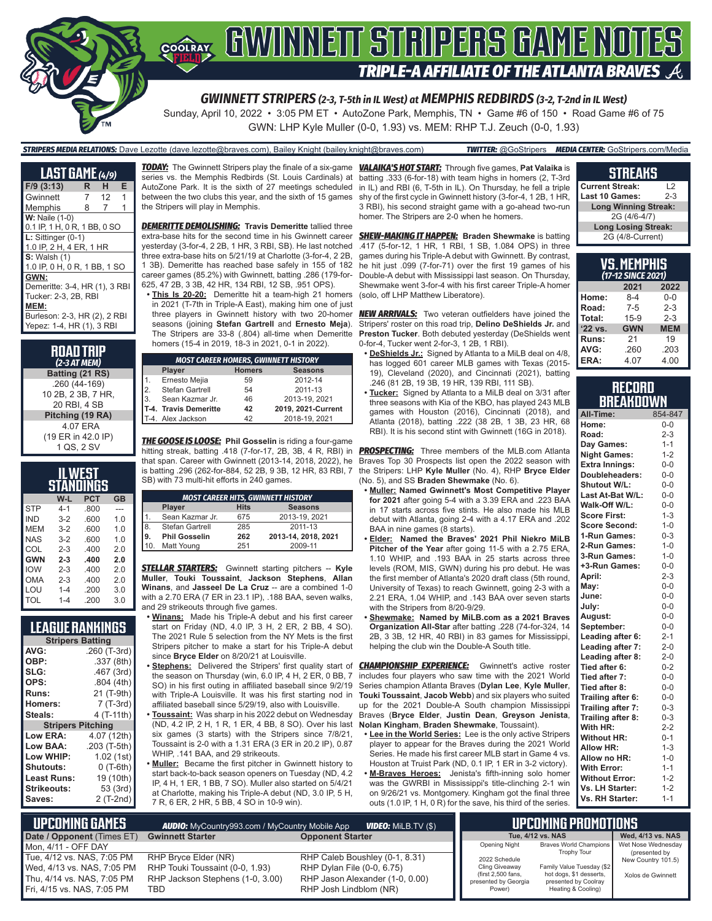# GWINNETT STRIPERS GAME NOTES

## TRIPLE-A AFFILIATE OF THE ATLANTA BRAVES

### GWINNETT STRIPERS (2-3, T-5th in IL West) at MEMPHIS REDBIRDS (3-2, T-2nd in IL West)

Sunday, April 10, 2022 • 3:05 PM ET • AutoZone Park, Memphis, TN • Game #6 of 150 • Road Game #6 of 75

GWN: LHP Kyle Muller (0-0, 1.93) vs. MEM: RHP T.J. Zeuch (0-0, 1.93)

**STRIPERS MEDIA RELATIONS:** Dave Lezotte (dave.lezotte@braves.com), Bailey Knight (bailey.knight@braves.com) **TWITTER:** @GoStripers **MEDIA CENTER:** GoStripers.com/Media

## LAST GAME (4/9)

| F/9 (3:13) | R | H | E |
|---|---|---|---|
| Gwinnett | 7 | 12 | 1 |
| Memphis | 8 | 7 | 1 |

**W:** Naile (1-0)
0.1 IP, 1 H, 0 R, 1 BB, 0 SO

**L:** Sittinger (0-1)
1.0 IP, 2 H, 4 ER, 1 HR

**S:** Walsh (1)
1.0 IP, 0 H, 0 R, 1 BB, 1 SO

**GWN:**
Demeritte: 3-4, HR (1), 3 RBI
Tucker: 2-3, 2B, RBI

**MEM:**
Burleson: 2-3, HR (2), 2 RBI
Yepez: 1-4, HR (1), 3 RBI

## ROAD TRIP (2-3 AT MEM)

**Batting (21 RS)**
.260 (44-169)
10 2B, 2 3B, 7 HR,
20 RBI, 4 SB

**Pitching (19 RA)**
4.07 ERA
(19 ER in 42.0 IP)
1 QS, 2 SV

## IL WEST STANDINGS

| | W-L | PCT | GB |
|---|---|---|---|
| STP | 4-1 | .800 | --- |
| IND | 3-2 | .600 | 1.0 |
| MEM | 3-2 | .600 | 1.0 |
| NAS | 3-2 | .600 | 1.0 |
| COL | 2-3 | .400 | 2.0 |
| **GWN** | **2-3** | **.400** | **2.0** |
| IOW | 2-3 | .400 | 2.0 |
| OMA | 2-3 | .400 | 2.0 |
| LOU | 1-4 | .200 | 3.0 |
| TOL | 1-4 | .200 | 3.0 |

## LEAGUE RANKINGS

| Stripers Batting | |
|---|---|
| AVG: | .260 (T-3rd) |
| OBP: | .337 (8th) |
| SLG: | .467 (3rd) |
| OPS: | .804 (4th) |
| Runs: | 21 (T-9th) |
| Homers: | 7 (T-3rd) |
| Steals: | 4 (T-11th) |
| **Stripers Pitching** | |
| Low ERA: | 4.07 (12th) |
| Low BAA: | .203 (T-5th) |
| Low WHIP: | 1.02 (1st) |
| Shutouts: | 0 (T-6th) |
| Least Runs: | 19 (10th) |
| Strikeouts: | 53 (3rd) |
| Saves: | 2 (T-2nd) |

**TODAY:** The Gwinnett Stripers play the finale of a six-game series vs. the Memphis Redbirds (St. Louis Cardinals) at AutoZone Park. It is the sixth of 27 meetings scheduled between the two clubs this year, and the sixth of 15 games the Stripers will play in Memphis.

**DEMERITTE DEMOLISHING:** **Travis Demeritte** tallied three extra-base hits for the second time in his Gwinnett career yesterday (3-for-4, 2 2B, 1 HR, 3 RBI, SB). He last notched three extra-base hits on 5/21/19 at Charlotte (3-for-4, 2 2B, 1 3B). Demeritte has reached base safely in 155 of 182 career games (85.2%) with Gwinnett, batting .286 (179-for-625, 47 2B, 3 3B, 42 HR, 134 RBI, 12 SB, .951 OPS).

- **This Is 20-20:** Demeritte hit a team-high 21 homers in 2021 (T-7th in Triple-A East), making him one of just three players in Gwinnett history with two 20-homer seasons (joining **Stefan Gartrell** and **Ernesto Meja**). The Stripers are 33-8 (.804) all-time when Demeritte homers (15-4 in 2019, 18-3 in 2021, 0-1 in 2022).

| MOST CAREER HOMERS, GWINNETT HISTORY | | | |
|---|---|---|---|
| | Player | Homers | Seasons |
| 1. | Ernesto Mejia | 59 | 2012-14 |
| 2. | Stefan Gartrell | 54 | 2011-13 |
| 3. | Sean Kazmar Jr. | 46 | 2013-19, 2021 |
| **T-4.** | **Travis Demeritte** | **42** | **2019, 2021-Current** |
| T-4. | Alex Jackson | 42 | 2018-19, 2021 |

**THE GOOSE IS LOOSE:** **Phil Gosselin** is riding a four-game hitting streak, batting .418 (7-for-17, 2B, 3B, 4 R, RBI) in that span. Career with Gwinnett (2013-14, 2018, 2022), he is batting .296 (262-for-884, 52 2B, 9 3B, 12 HR, 83 RBI, 7 SB) with 73 multi-hit efforts in 240 games.

| MOST CAREER HITS, GWINNETT HISTORY | | | |
|---|---|---|---|
| | Player | Hits | Seasons |
| 1. | Sean Kazmar Jr. | 675 | 2013-19, 2021 |
| 8. | Stefan Gartrell | 285 | 2011-13 |
| **9.** | **Phil Gosselin** | **262** | **2013-14, 2018, 2021** |
| 10. | Matt Young | 251 | 2009-11 |

**STELLAR STARTERS:** Gwinnett starting pitchers -- **Kyle Muller**, **Touki Toussaint**, **Jackson Stephens**, **Allan Winans**, and **Jasseel De La Cruz** -- are a combined 1-0 with a 2.70 ERA (7 ER in 23.1 IP), .188 BAA, seven walks, and 29 strikeouts through five games.

- **Winans:** Made his Triple-A debut and his first career start on Friday (ND, 4.0 IP, 3 H, 2 ER, 2 BB, 4 SO). The 2021 Rule 5 selection from the NY Mets is the first Stripers pitcher to make a start for his Triple-A debut since **Bryce Elder** on 8/20/21 at Louisville.
- **Stephens:** Delivered the Stripers' first quality start of the season on Thursday (win, 6.0 IP, 4 H, 2 ER, 0 BB, 7 SO) in his first outing in affiliated baseball since 9/2/19 with Triple-A Louisville. It was his first starting nod in affiliated baseball since 5/29/19, also with Louisville.
- **Toussaint:** Was sharp in his 2022 debut on Wednesday (ND, 4.2 IP, 2 H, 1 R, 1 ER, 4 BB, 8 SO). Over his last six games (3 starts) with the Stripers since 7/8/21, Toussaint is 2-0 with a 1.31 ERA (3 ER in 20.2 IP), 0.87 WHIP, .141 BAA, and 29 strikeouts.
- **Muller:** Became the first pitcher in Gwinnett history to start back-to-back season openers on Tuesday (ND, 4.2 IP, 4 H, 1 ER, 1 BB, 7 SO). Muller also started on 5/4/21 at Charlotte, making his Triple-A debut (ND, 3.0 IP, 5 H, 7 R, 6 ER, 2 HR, 5 BB, 4 SO in 10-9 win).

**VALAIKA'S HOT START:** Through five games, **Pat Valaika** is batting .333 (6-for-18) with team highs in homers (2, T-3rd in IL) and RBI (6, T-5th in IL). On Thursday, he fell a triple shy of the first cycle in Gwinnett history (3-for-4, 1 2B, 1 HR, 3 RBI), his second straight game with a go-ahead two-run homer. The Stripers are 2-0 when he homers.

**SHEW-MAKING IT HAPPEN:** **Braden Shewmake** is batting .417 (5-for-12, 1 HR, 1 RBI, 1 SB, 1.084 OPS) in three games during his Triple-A debut with Gwinnett. By contrast, he hit just .099 (7-for-71) over the first 19 games of his Double-A debut with Mississippi last season. On Thursday, Shewmake went 3-for-4 with his first career Triple-A homer (solo, off LHP Matthew Liberatore).

**NEW ARRIVALS:** Two veteran outfielders have joined the Stripers' roster on this road trip, **Delino DeShields Jr.** and **Preston Tucker**. Both debuted yesterday (DeShields Jr. went 0-for-4, Tucker went 2-for-3, 1 2B, 1 RBI).

- **DeShields Jr.:** Signed by Atlanta to a MiLB deal on 4/8, has logged 601 career MLB games with Texas (2015-19), Cleveland (2020), and Cincinnati (2021), batting .246 (81 2B, 19 3B, 19 HR, 139 RBI, 111 SB).
- **Tucker:** Signed by Atlanta to a MiLB deal on 3/31 after three seasons with Kia of the KBO, has played 243 MLB games with Houston (2016), Cincinnati (2018), and Atlanta (2018), batting .222 (38 2B, 1 3B, 23 HR, 68 RBI). It is his second stint with Gwinnett (16G in 2018).

**PROSPECTING:** Three members of the MLB.com Atlanta Braves Top 30 Prospects list open the 2022 season with the Stripers: LHP **Kyle Muller** (No. 4), RHP **Bryce Elder** (No. 5), and SS **Braden Shewmake** (No. 6).

- **Muller:** **Named Gwinnett's Most Competitive Player for 2021** after going 5-4 with a 3.39 ERA and .223 BAA in 17 starts across five stints. He also made his MLB debut with Atlanta, going 2-4 with a 4.17 ERA and .202 BAA in nine games (8 starts).
- **Elder:** **Named the Braves' 2021 Phil Niekro MiLB Pitcher of the Year** after going 11-5 with a 2.75 ERA, 1.10 WHIP, and .193 BAA in 25 starts across three levels (ROM, MIS, GWN) during his pro debut. He was the first member of Atlanta's 2020 draft class (5th round, University of Texas) to reach Gwinnett, going 2-3 with a 2.21 ERA, 1.04 WHIP, and .143 BAA over seven starts with the Stripers from 8/20-9/29.
- **Shewmake:** **Named by MiLB.com as a 2021 Braves Organization All-Star** after batting .228 (74-for-324, 14 2B, 3 3B, 12 HR, 40 RBI) in 83 games for Mississippi, helping the club win the Double-A South title.

**CHAMPIONSHIP EXPERIENCE:** Gwinnett's active roster includes four players who saw time with the 2021 World Series champion Atlanta Braves (**Dylan Lee**, **Kyle Muller**, **Touki Toussaint**, **Jacob Webb**) and six players who suited up for the 2021 Double-A South champion Mississippi Braves (**Bryce Elder**, **Justin Dean**, **Greyson Jenista**, **Nolan Kingham**, **Braden Shewmake**, Toussaint).

- **Lee in the World Series:** Lee is the only active Stripers player to appear for the Braves during the 2021 World Series. He made his first career MLB start in Game 4 vs. Houston at Truist Park (ND, 0.1 IP, 1 ER in 3-2 victory).
- **M-Braves Heroes:** Jenista's fifth-inning solo homer was the GWRBI in Mississippi's title-clinching 2-1 win on 9/26/21 vs. Montgomery. Kingham got the final three outs (1.0 IP, 1 H, 0 R) for the save, his third of the series.

## STREAKS

| | |
|---|---|
| Current Streak: | L2 |
| Last 10 Games: | 2-3 |
| **Long Winning Streak:** | |
| 2G (4/6-4/7) | |
| **Long Losing Streak:** | |
| 2G (4/8-Current) | |

## VS. MEMPHIS (17-12 SINCE 2021)

| | 2021 | 2022 |
|---|---|---|
| Home: | 8-4 | 0-0 |
| Road: | 7-5 | 2-3 |
| Total: | 15-9 | 2-3 |
| **'22 vs.** | **GWN** | **MEM** |
| Runs: | 21 | 19 |
| AVG: | .260 | .203 |
| ERA: | 4.07 | 4.00 |

## RECORD BREAKDOWN

| | |
|---|---|
| All-Time: | 854-847 |
| Home: | 0-0 |
| Road: | 2-3 |
| Day Games: | 1-1 |
| Night Games: | 1-2 |
| Extra Innings: | 0-0 |
| Doubleheaders: | 0-0 |
| Shutout W/L: | 0-0 |
| Last At-Bat W/L: | 0-0 |
| Walk-Off W/L: | 0-0 |
| Score First: | 1-3 |
| Score Second: | 1-0 |
| 1-Run Games: | 0-3 |
| 2-Run Games: | 1-0 |
| 3-Run Games: | 1-0 |
| +3-Run Games: | 0-0 |
| April: | 2-3 |
| May: | 0-0 |
| June: | 0-0 |
| July: | 0-0 |
| August: | 0-0 |
| September: | 0-0 |
| Leading after 6: | 2-1 |
| Leading after 7: | 2-0 |
| Leading after 8: | 2-0 |
| Tied after 6: | 0-2 |
| Tied after 7: | 0-0 |
| Tied after 8: | 0-0 |
| Trailing after 6: | 0-0 |
| Trailing after 7: | 0-3 |
| Trailing after 8: | 0-3 |
| With HR: | 2-2 |
| Without HR: | 0-1 |
| Allow HR: | 1-3 |
| Allow no HR: | 1-0 |
| With Error: | 1-1 |
| Without Error: | 1-2 |
| Vs. LH Starter: | 1-2 |
| Vs. RH Starter: | 1-1 |

## UPCOMING GAMES

**AUDIO:** MyCountry993.com / MyCountry Mobile App **VIDEO:** MiLB.TV ($)

| Date / Opponent (Times ET) | Gwinnett Starter | Opponent Starter |
|---|---|---|
| Mon, 4/11 - OFF DAY | | |
| Tue, 4/12 vs. NAS, 7:05 PM | RHP Bryce Elder (NR) | RHP Caleb Boushley (0-1, 8.31) |
| Wed, 4/13 vs. NAS, 7:05 PM | RHP Touki Toussaint (0-0, 1.93) | RHP Dylan File (0-0, 6.75) |
| Thu, 4/14 vs. NAS, 7:05 PM | RHP Jackson Stephens (1-0, 3.00) | RHP Jason Alexander (1-0, 0.00) |
| Fri, 4/15 vs. NAS, 7:05 PM | TBD | RHP Josh Lindblom (NR) |

## UPCOMING PROMOTIONS

| Tue, 4/12 vs. NAS | | Wed, 4/13 vs. NAS |
|---|---|---|
| Opening Night | Braves World Champions Trophy Tour | Wet Nose Wednesday (presented by New Country 101.5) |
| 2022 Schedule Cling Giveaway (first 2,500 fans, presented by Georgia Power) | Family Value Tuesday ($2 hot dogs, $1 desserts, presented by Coolray Heating & Cooling) | Xolos de Gwinnett |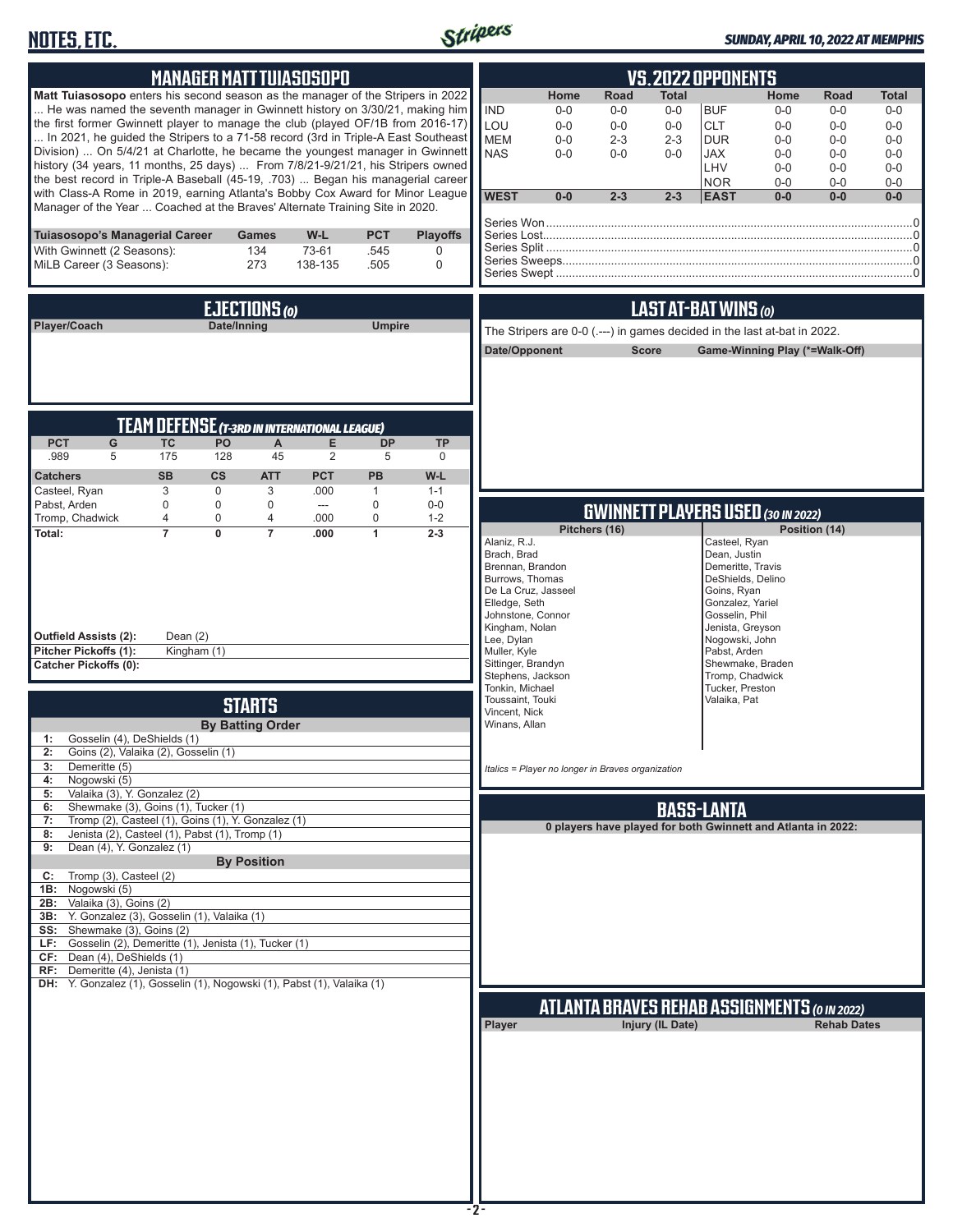# NOTES, ETC.

## MANAGER MATT TUIASOSOPO

**Matt Tuiasosopo** enters his second season as the manager of the Stripers in 2022 ... He was named the seventh manager in Gwinnett history on 3/30/21, making him the first former Gwinnett player to manage the club (played OF/1B from 2016-17) ... In 2021, he guided the Stripers to a 71-58 record (3rd in Triple-A East Southeast Division) ... On 5/4/21 at Charlotte, he became the youngest manager in Gwinnett history (34 years, 11 months, 25 days) ... From 7/8/21-9/21/21, his Stripers owned the best record in Triple-A Baseball (45-19, .703) ... Began his managerial career with Class-A Rome in 2019, earning Atlanta's Bobby Cox Award for Minor League Manager of the Year ... Coached at the Braves' Alternate Training Site in 2020.

| Tuiasosopo's Managerial Career | Games | W-L | PCT | Playoffs |
|---|---|---|---|---|
| With Gwinnett (2 Seasons): | 134 | 73-61 | .545 | 0 |
| MiLB Career (3 Seasons): | 273 | 138-135 | .505 | 0 |

## EJECTIONS (0)

| Player/Coach | Date/Inning | Umpire |
|---|---|---|

## TEAM DEFENSE (T-3RD IN INTERNATIONAL LEAGUE)

| PCT | G | TC | PO | A | E | DP | TP |
|---|---|---|---|---|---|---|---|
| .989 | 5 | 175 | 128 | 45 | 2 | 5 | 0 |

| Catchers | SB | CS | ATT | PCT | PB | W-L |
|---|---|---|---|---|---|---|
| Casteel, Ryan | 3 | 0 | 3 | .000 | 1 | 1-1 |
| Pabst, Arden | 0 | 0 | 0 | --- | 0 | 0-0 |
| Tromp, Chadwick | 4 | 0 | 4 | .000 | 0 | 1-2 |
| **Total:** | **7** | **0** | **7** | **.000** | **1** | **2-3** |

**Outfield Assists (2):** Dean (2)
**Pitcher Pickoffs (1):** Kingham (1)
**Catcher Pickoffs (0):**

## STARTS

**By Batting Order**

- **1:** Gosselin (4), DeShields (1)
- **2:** Goins (2), Valaika (2), Gosselin (1)
- **3:** Demeritte (5)
- **4:** Nogowski (5)
- **5:** Valaika (3), Y. Gonzalez (2)
- **6:** Shewmake (3), Goins (1), Tucker (1)
- **7:** Tromp (2), Casteel (1), Goins (1), Y. Gonzalez (1)
- **8:** Jenista (2), Casteel (1), Pabst (1), Tromp (1)
- **9:** Dean (4), Y. Gonzalez (1)

**By Position**

- **C:** Tromp (3), Casteel (2)
- **1B:** Nogowski (5)
- **2B:** Valaika (3), Goins (2)
- **3B:** Y. Gonzalez (3), Gosselin (1), Valaika (1)
- **SS:** Shewmake (3), Goins (2)
- **LF:** Gosselin (2), Demeritte (1), Jenista (1), Tucker (1)
- **CF:** Dean (4), DeShields (1)
- **RF:** Demeritte (4), Jenista (1)
- **DH:** Y. Gonzalez (1), Gosselin (1), Nogowski (1), Pabst (1), Valaika (1)

## VS. 2022 OPPONENTS

| | Home | Road | Total | | Home | Road | Total |
|---|---|---|---|---|---|---|---|
| IND | 0-0 | 0-0 | 0-0 | BUF | 0-0 | 0-0 | 0-0 |
| LOU | 0-0 | 0-0 | 0-0 | CLT | 0-0 | 0-0 | 0-0 |
| MEM | 0-0 | 2-3 | 2-3 | DUR | 0-0 | 0-0 | 0-0 |
| NAS | 0-0 | 0-0 | 0-0 | JAX | 0-0 | 0-0 | 0-0 |
| | | | | LHV | 0-0 | 0-0 | 0-0 |
| | | | | NOR | 0-0 | 0-0 | 0-0 |
| **WEST** | **0-0** | **2-3** | **2-3** | **EAST** | **0-0** | **0-0** | **0-0** |

Series Won ... 0
Series Lost ... 0
Series Split ... 0
Series Sweeps ... 0
Series Swept ... 0

## LAST AT-BAT WINS (0)

The Stripers are 0-0 (.---) in games decided in the last at-bat in 2022.

| Date/Opponent | Score | Game-Winning Play (*=Walk-Off) |
|---|---|---|

## GWINNETT PLAYERS USED (30 IN 2022)

| Pitchers (16) | Position (14) |
|---|---|
| Alaniz, R.J. | Casteel, Ryan |
| Brach, Brad | Dean, Justin |
| Brennan, Brandon | Demeritte, Travis |
| Burrows, Thomas | DeShields, Delino |
| De La Cruz, Jasseel | Goins, Ryan |
| Elledge, Seth | Gonzalez, Yariel |
| Johnstone, Connor | Gosselin, Phil |
| Kingham, Nolan | Jenista, Greyson |
| Lee, Dylan | Nogowski, John |
| Muller, Kyle | Pabst, Arden |
| Sittinger, Brandyn | Shewmake, Braden |
| Stephens, Jackson | Tromp, Chadwick |
| Tonkin, Michael | Tucker, Preston |
| Toussaint, Touki | Valaika, Pat |
| Vincent, Nick | |
| Winans, Allan | |

*Italics = Player no longer in Braves organization*

## BASS-LANTA

**0 players have played for both Gwinnett and Atlanta in 2022:**

## ATLANTA BRAVES REHAB ASSIGNMENTS (0 IN 2022)

| Player | Injury (IL Date) | Rehab Dates |
|---|---|---|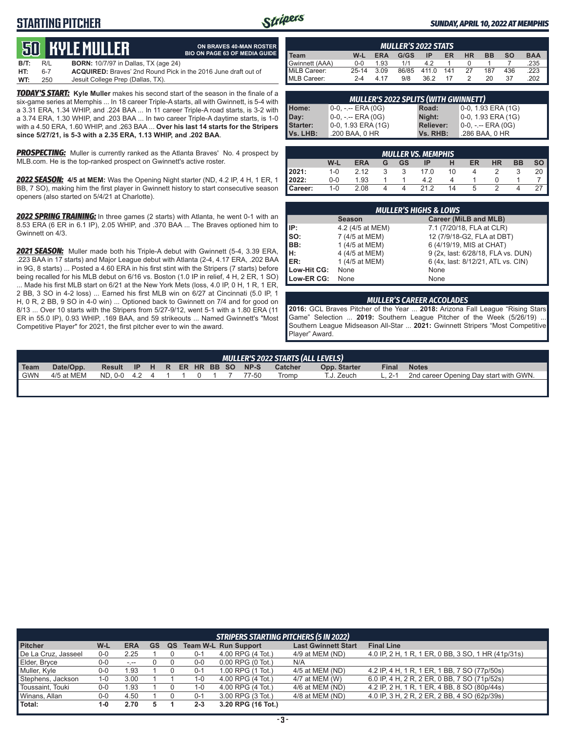# STARTING PITCHER

*SUNDAY, APRIL 10, 2022 AT MEMPHIS*

## 50 KYLE MULLER

**ON BRAVES 40-MAN ROSTER**
**BIO ON PAGE 63 OF MEDIA GUIDE**

| | | |
|---|---|---|
| **B/T:** | R/L | **BORN:** 10/7/97 in Dallas, TX (age 24) |
| **HT:** | 6-7 | **ACQUIRED:** Braves' 2nd Round Pick in the 2016 June draft out of |
| **WT:** | 250 | Jesuit College Prep (Dallas, TX). |

***TODAY'S START:*** **Kyle Muller** makes his second start of the season in the finale of a six-game series at Memphis ... In 18 career Triple-A starts, all with Gwinnett, is 5-4 with a 3.31 ERA, 1.34 WHIP, and .224 BAA ... In 11 career Triple-A road starts, is 3-2 with a 3.74 ERA, 1.30 WHIP, and .203 BAA ... In two career Triple-A daytime starts, is 1-0 with a 4.50 ERA, 1.60 WHIP, and .263 BAA ... **Over his last 14 starts for the Stripers since 5/27/21, is 5-3 with a 2.35 ERA, 1.13 WHIP, and .202 BAA**.

***PROSPECTING:*** Muller is currently ranked as the Atlanta Braves' No. 4 prospect by MLB.com. He is the top-ranked prospect on Gwinnett's active roster.

***2022 SEASON:*** **4/5 at MEM:** Was the Opening Night starter (ND, 4.2 IP, 4 H, 1 ER, 1 BB, 7 SO), making him the first player in Gwinnett history to start consecutive season openers (also started on 5/4/21 at Charlotte).

***2022 SPRING TRAINING:*** In three games (2 starts) with Atlanta, he went 0-1 with an 8.53 ERA (6 ER in 6.1 IP), 2.05 WHIP, and .370 BAA ... The Braves optioned him to Gwinnett on 4/3.

***2021 SEASON:*** Muller made both his Triple-A debut with Gwinnett (5-4, 3.39 ERA, .223 BAA in 17 starts) and Major League debut with Atlanta (2-4, 4.17 ERA, .202 BAA in 9G, 8 starts) ... Posted a 4.60 ERA in his first stint with the Stripers (7 starts) before being recalled for his MLB debut on 6/16 vs. Boston (1.0 IP in relief, 4 H, 2 ER, 1 SO) ... Made his first MLB start on 6/21 at the New York Mets (loss, 4.0 IP, 0 H, 1 R, 1 ER, 2 BB, 3 SO in 4-2 loss) ... Earned his first MLB win on 6/27 at Cincinnati (5.0 IP, 1 H, 0 R, 2 BB, 9 SO in 4-0 win) ... Optioned back to Gwinnett on 7/4 and for good on 8/13 ... Over 10 starts with the Stripers from 5/27-9/12, went 5-1 with a 1.80 ERA (11 ER in 55.0 IP), 0.93 WHIP, .169 BAA, and 59 strikeouts ... Named Gwinnett's "Most Competitive Player" for 2021, the first pitcher ever to win the award.

### MULLER'S 2022 STATS

| Team | W-L | ERA | G/GS | IP | ER | HR | BB | SO | BAA |
|---|---|---|---|---|---|---|---|---|---|
| Gwinnett (AAA) | 0-0 | 1.93 | 1/1 | 4.2 | 1 | 0 | 1 | 7 | .235 |
| MiLB Career: | 25-14 | 3.09 | 86/85 | 411.0 | 141 | 27 | 187 | 436 | .223 |
| MLB Career: | 2-4 | 4.17 | 9/8 | 36.2 | 17 | 2 | 20 | 37 | .202 |

### MULLER'S 2022 SPLITS (WITH GWINNETT)

| | | | |
|---|---|---|---|
| **Home:** | 0-0, -.-- ERA (0G) | **Road:** | 0-0, 1.93 ERA (1G) |
| **Day:** | 0-0, -.-- ERA (0G) | **Night:** | 0-0, 1.93 ERA (1G) |
| **Starter:** | 0-0, 1.93 ERA (1G) | **Reliever:** | 0-0, -.-- ERA (0G) |
| **Vs. LHB:** | .200 BAA, 0 HR | **Vs. RHB:** | .286 BAA, 0 HR |

### MULLER VS. MEMPHIS

| | W-L | ERA | G | GS | IP | H | ER | HR | BB | SO |
|---|---|---|---|---|---|---|---|---|---|---|
| **2021:** | 1-0 | 2.12 | 3 | 3 | 17.0 | 10 | 4 | 2 | 3 | 20 |
| **2022:** | 0-0 | 1.93 | 1 | 1 | 4.2 | 4 | 1 | 0 | 1 | 7 |
| **Career:** | 1-0 | 2.08 | 4 | 4 | 21.2 | 14 | 5 | 2 | 4 | 27 |

### MULLER'S HIGHS & LOWS

| | Season | Career (MiLB and MLB) |
|---|---|---|
| **IP:** | 4.2 (4/5 at MEM) | 7.1 (7/20/18, FLA at CLR) |
| **SO:** | 7 (4/5 at MEM) | 12 (7/9/18-G2, FLA at DBT) |
| **BB:** | 1 (4/5 at MEM) | 6 (4/19/19, MIS at CHAT) |
| **H:** | 4 (4/5 at MEM) | 9 (2x, last: 6/28/18, FLA vs. DUN) |
| **ER:** | 1 (4/5 at MEM) | 6 (4x, last: 8/12/21, ATL vs. CIN) |
| **Low-Hit CG:** | None | None |
| **Low-ER CG:** | None | None |

### MULLER'S CAREER ACCOLADES

**2016:** GCL Braves Pitcher of the Year ... **2018:** Arizona Fall League "Rising Stars Game" Selection ... **2019:** Southern League Pitcher of the Week (5/26/19) ... Southern League Midseason All-Star ... **2021:** Gwinnett Stripers "Most Competitive Player" Award.

### MULLER'S 2022 STARTS (ALL LEVELS)

| Team | Date/Opp. | Result | IP | H | R | ER | HR | BB | SO | NP-S | Catcher | Opp. Starter | Final | Notes |
|---|---|---|---|---|---|---|---|---|---|---|---|---|---|---|
| GWN | 4/5 at MEM | ND, 0-0 | 4.2 | 4 | 1 | 1 | 0 | 1 | 7 | 77-50 | Tromp | T.J. Zeuch | L, 2-1 | 2nd career Opening Day start with GWN. |

### STRIPERS STARTING PITCHERS (5 IN 2022)

| Pitcher | W-L | ERA | GS | QS | Team W-L | Run Support | Last Gwinnett Start | Final Line |
|---|---|---|---|---|---|---|---|---|
| De La Cruz, Jasseel | 0-0 | 2.25 | 1 | 0 | 0-1 | 4.00 RPG (4 Tot.) | 4/9 at MEM (ND) | 4.0 IP, 2 H, 1 R, 1 ER, 0 BB, 3 SO, 1 HR (41p/31s) |
| Elder, Bryce | 0-0 | -.-- | 0 | 0 | 0-0 | 0.00 RPG (0 Tot.) | N/A | |
| Muller, Kyle | 0-0 | 1.93 | 1 | 0 | 0-1 | 1.00 RPG (1 Tot.) | 4/5 at MEM (ND) | 4.2 IP, 4 H, 1 R, 1 ER, 1 BB, 7 SO (77p/50s) |
| Stephens, Jackson | 1-0 | 3.00 | 1 | 1 | 1-0 | 4.00 RPG (4 Tot.) | 4/7 at MEM (W) | 6.0 IP, 4 H, 2 R, 2 ER, 0 BB, 7 SO (71p/52s) |
| Toussaint, Touki | 0-0 | 1.93 | 1 | 0 | 1-0 | 4.00 RPG (4 Tot.) | 4/6 at MEM (ND) | 4.2 IP, 2 H, 1 R, 1 ER, 4 BB, 8 SO (80p/44s) |
| Winans, Allan | 0-0 | 4.50 | 1 | 0 | 0-1 | 3.00 RPG (3 Tot.) | 4/8 at MEM (ND) | 4.0 IP, 3 H, 2 R, 2 ER, 2 BB, 4 SO (62p/39s) |
| **Total:** | **1-0** | **2.70** | **5** | **1** | **2-3** | **3.20 RPG (16 Tot.)** | | |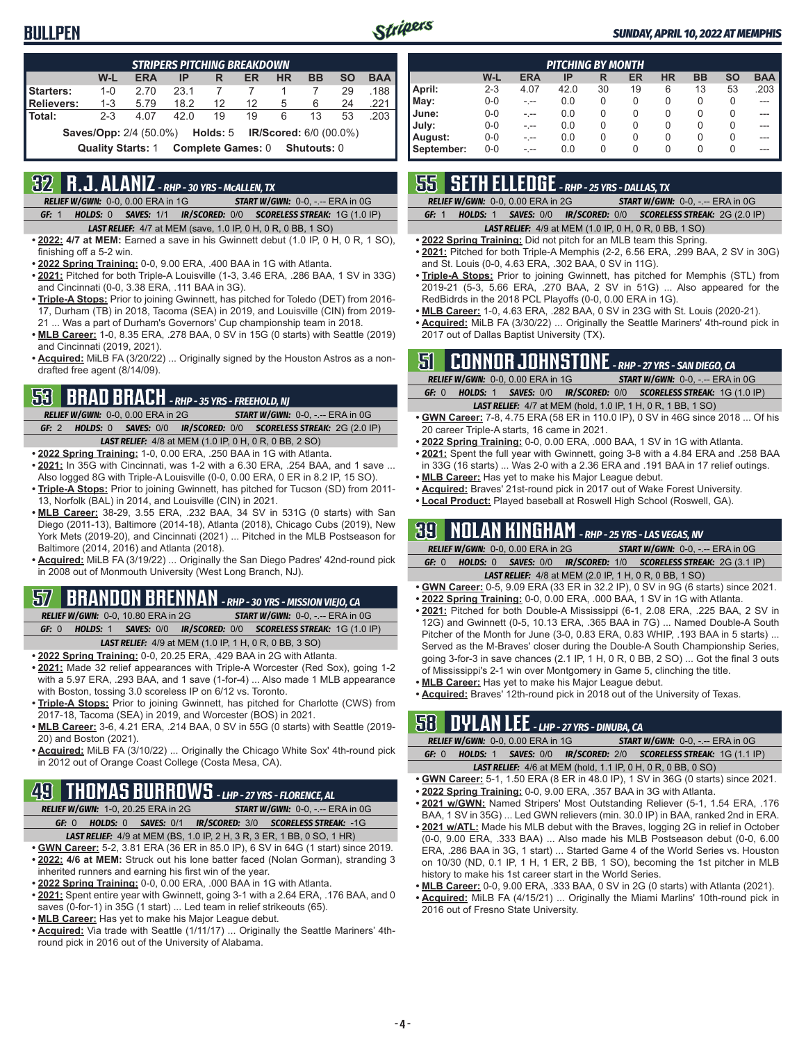# BULLPEN

**SUNDAY, APRIL 10, 2022 AT MEMPHIS**

| STRIPERS PITCHING BREAKDOWN | W-L | ERA | IP | R | ER | HR | BB | SO | BAA |
|---|---|---|---|---|---|---|---|---|---|
| Starters: | 1-0 | 2.70 | 23.1 | 7 | 7 | 1 | 7 | 29 | .188 |
| Relievers: | 1-3 | 5.79 | 18.2 | 12 | 12 | 5 | 6 | 24 | .221 |
| Total: | 2-3 | 4.07 | 42.0 | 19 | 19 | 6 | 13 | 53 | .203 |

Saves/Opp: 2/4 (50.0%) Holds: 5 IR/Scored: 6/0 (00.0%)

Quality Starts: 1 Complete Games: 0 Shutouts: 0

| PITCHING BY MONTH | W-L | ERA | IP | R | ER | HR | BB | SO | BAA |
|---|---|---|---|---|---|---|---|---|---|
| April: | 2-3 | 4.07 | 42.0 | 30 | 19 | 6 | 13 | 53 | .203 |
| May: | 0-0 | -.-- | 0.0 | 0 | 0 | 0 | 0 | 0 | --- |
| June: | 0-0 | -.-- | 0.0 | 0 | 0 | 0 | 0 | 0 | --- |
| July: | 0-0 | -.-- | 0.0 | 0 | 0 | 0 | 0 | 0 | --- |
| August: | 0-0 | -.-- | 0.0 | 0 | 0 | 0 | 0 | 0 | --- |
| September: | 0-0 | -.-- | 0.0 | 0 | 0 | 0 | 0 | 0 | --- |

## 32 R.J. ALANIZ - RHP - 30 YRS - McALLEN, TX

*RELIEF W/GWN:* 0-0, 0.00 ERA in 1G *START W/GWN:* 0-0, -.-- ERA in 0G

*GF:* 1 *HOLDS:* 0 *SAVES:* 1/1 *IR/SCORED:* 0/0 *SCORELESS STREAK:* 1G (1.0 IP)

*LAST RELIEF:* 4/7 at MEM (save, 1.0 IP, 0 H, 0 R, 0 BB, 1 SO)

- **2022: 4/7 at MEM:** Earned a save in his Gwinnett debut (1.0 IP, 0 H, 0 R, 1 SO), finishing off a 5-2 win.
- **2022 Spring Training:** 0-0, 9.00 ERA, .400 BAA in 1G with Atlanta.
- **2021:** Pitched for both Triple-A Louisville (1-3, 3.46 ERA, .286 BAA, 1 SV in 33G) and Cincinnati (0-0, 3.38 ERA, .111 BAA in 3G).
- **Triple-A Stops:** Prior to joining Gwinnett, has pitched for Toledo (DET) from 2016-17, Durham (TB) in 2018, Tacoma (SEA) in 2019, and Louisville (CIN) from 2019-21 ... Was a part of Durham's Governors' Cup championship team in 2018.
- **MLB Career:** 1-0, 8.35 ERA, .278 BAA, 0 SV in 15G (0 starts) with Seattle (2019) and Cincinnati (2019, 2021).
- **Acquired:** MiLB FA (3/20/22) ... Originally signed by the Houston Astros as a non-drafted free agent (8/14/09).

## 53 BRAD BRACH - RHP - 35 YRS - FREEHOLD, NJ

*RELIEF W/GWN:* 0-0, 0.00 ERA in 2G *START W/GWN:* 0-0, -.-- ERA in 0G

*GF:* 2 *HOLDS:* 0 *SAVES:* 0/0 *IR/SCORED:* 0/0 *SCORELESS STREAK:* 2G (2.0 IP)

*LAST RELIEF:* 4/8 at MEM (1.0 IP, 0 H, 0 R, 0 BB, 2 SO)

- **2022 Spring Training:** 1-0, 0.00 ERA, .250 BAA in 1G with Atlanta.
- **2021:** In 35G with Cincinnati, was 1-2 with a 6.30 ERA, .254 BAA, and 1 save ... Also logged 8G with Triple-A Louisville (0-0, 0.00 ERA, 0 ER in 8.2 IP, 15 SO).
- **Triple-A Stops:** Prior to joining Gwinnett, has pitched for Tucson (SD) from 2011-13, Norfolk (BAL) in 2014, and Louisville (CIN) in 2021.
- **MLB Career:** 38-29, 3.55 ERA, .232 BAA, 34 SV in 531G (0 starts) with San Diego (2011-13), Baltimore (2014-18), Atlanta (2018), Chicago Cubs (2019), New York Mets (2019-20), and Cincinnati (2021) ... Pitched in the MLB Postseason for Baltimore (2014, 2016) and Atlanta (2018).
- **Acquired:** MiLB FA (3/19/22) ... Originally the San Diego Padres' 42nd-round pick in 2008 out of Monmouth University (West Long Branch, NJ).

## 57 BRANDON BRENNAN - RHP - 30 YRS - MISSION VIEJO, CA

*RELIEF W/GWN:* 0-0, 10.80 ERA in 2G *START W/GWN:* 0-0, -.-- ERA in 0G

*GF:* 0 *HOLDS:* 1 *SAVES:* 0/1 *IR/SCORED:* 0/0 *SCORELESS STREAK:* 1G (1.0 IP)

*LAST RELIEF:* 4/9 at MEM (1.0 IP, 1 H, 0 R, 0 BB, 3 SO)

- **2022 Spring Training:** 0-0, 20.25 ERA, .429 BAA in 2G with Atlanta.
- **2021:** Made 32 relief appearances with Triple-A Worcester (Red Sox), going 1-2 with a 5.97 ERA, .293 BAA, and 1 save (1-for-4) ... Also made 1 MLB appearance with Boston, tossing 3.0 scoreless IP on 6/12 vs. Toronto.
- **Triple-A Stops:** Prior to joining Gwinnett, has pitched for Charlotte (CWS) from 2017-18, Tacoma (SEA) in 2019, and Worcester (BOS) in 2021.
- **MLB Career:** 3-6, 4.21 ERA, .214 BAA, 0 SV in 55G (0 starts) with Seattle (2019-20) and Boston (2021).
- **Acquired:** MiLB FA (3/10/22) ... Originally the Chicago White Sox' 4th-round pick in 2012 out of Orange Coast College (Costa Mesa, CA).

## 49 THOMAS BURROWS - LHP - 27 YRS - FLORENCE, AL

*RELIEF W/GWN:* 1-0, 20.25 ERA in 2G *START W/GWN:* 0-0, -.-- ERA in 0G

*GF:* 0 *HOLDS:* 0 *SAVES:* 0/1 *IR/SCORED:* 3/0 *SCORELESS STREAK:* -1G

*LAST RELIEF:* 4/9 at MEM (BS, 1.0 IP, 2 H, 3 R, 3 ER, 1 BB, 0 SO, 1 HR)

- **GWN Career:** 5-2, 3.81 ERA (36 ER in 85.0 IP), 6 SV in 64G (1 start) since 2019.
- **2022: 4/6 at MEM:** Struck out his lone batter faced (Nolan Gorman), stranding 3 inherited runners and earning his first win of the year.
- **2022 Spring Training:** 0-0, 0.00 ERA, .000 BAA in 1G with Atlanta.
- **2021:** Spent entire year with Gwinnett, going 3-1 with a 2.64 ERA, .176 BAA, and 0 saves (0-for-1) in 35G (1 start) ... Led team in relief strikeouts (65).
- **MLB Career:** Has yet to make his Major League debut.
- **Acquired:** Via trade with Seattle (1/11/17) ... Originally the Seattle Mariners' 4th-round pick in 2016 out of the University of Alabama.

## 55 SETH ELLEDGE - RHP - 25 YRS - DALLAS, TX

*RELIEF W/GWN:* 0-0, 0.00 ERA in 2G *START W/GWN:* 0-0, -.-- ERA in 0G

*GF:* 1 *HOLDS:* 1 *SAVES:* 0/0 *IR/SCORED:* 0/0 *SCORELESS STREAK:* 2G (2.0 IP)

*LAST RELIEF:* 4/9 at MEM (1.0 IP, 0 H, 0 R, 0 BB, 1 SO)

- **2022 Spring Training:** Did not pitch for an MLB team this Spring.
- **2021:** Pitched for both Triple-A Memphis (2-2, 6.56 ERA, .299 BAA, 2 SV in 30G) and St. Louis (0-0, 4.63 ERA, .302 BAA, 0 SV in 11G).
- **Triple-A Stops:** Prior to joining Gwinnett, has pitched for Memphis (STL) from 2019-21 (5-3, 5.66 ERA, .270 BAA, 2 SV in 51G) ... Also appeared for the RedBirds in the 2018 PCL Playoffs (0-0, 0.00 ERA in 1G).
- **MLB Career:** 1-0, 4.63 ERA, .282 BAA, 0 SV in 23G with St. Louis (2020-21).
- **Acquired:** MiLB FA (3/30/22) ... Originally the Seattle Mariners' 4th-round pick in 2017 out of Dallas Baptist University (TX).

## 51 CONNOR JOHNSTONE - RHP - 27 YRS - SAN DIEGO, CA

*RELIEF W/GWN:* 0-0, 0.00 ERA in 1G *START W/GWN:* 0-0, -.-- ERA in 0G

*GF:* 0 *HOLDS:* 1 *SAVES:* 0/0 *IR/SCORED:* 0/0 *SCORELESS STREAK:* 1G (1.0 IP)

*LAST RELIEF:* 4/7 at MEM (hold, 1.0 IP, 1 H, 0 R, 1 BB, 1 SO)

- **GWN Career:** 7-8, 4.75 ERA (58 ER in 110.0 IP), 0 SV in 46G since 2018 ... Of his 20 career Triple-A starts, 16 came in 2021.
- **2022 Spring Training:** 0-0, 0.00 ERA, .000 BAA, 1 SV in 1G with Atlanta.
- **2021:** Spent the full year with Gwinnett, going 3-8 with a 4.84 ERA and .258 BAA in 33G (16 starts) ... Was 2-0 with a 2.36 ERA and .191 BAA in 17 relief outings.
- **MLB Career:** Has yet to make his Major League debut.
- **Acquired:** Braves' 21st-round pick in 2017 out of Wake Forest University.
- **Local Product:** Played baseball at Roswell High School (Roswell, GA).

## 39 NOLAN KINGHAM - RHP - 25 YRS - LAS VEGAS, NV

*RELIEF W/GWN:* 0-0, 0.00 ERA in 2G *START W/GWN:* 0-0, -.-- ERA in 0G

*GF:* 0 *HOLDS:* 0 *SAVES:* 0/0 *IR/SCORED:* 1/0 *SCORELESS STREAK:* 2G (3.1 IP)

*LAST RELIEF:* 4/8 at MEM (2.0 IP, 1 H, 0 R, 0 BB, 1 SO)

- **GWN Career:** 0-5, 9.09 ERA (33 ER in 32.2 IP), 0 SV in 9G (6 starts) since 2021.
- **2022 Spring Training:** 0-0, 0.00 ERA, .000 BAA, 1 SV in 1G with Atlanta.
- **2021:** Pitched for both Double-A Mississippi (6-1, 2.08 ERA, .225 BAA, 2 SV in 12G) and Gwinnett (0-5, 10.13 ERA, .365 BAA in 7G) ... Named Double-A South Pitcher of the Month for June (3-0, 0.83 ERA, 0.83 WHIP, .193 BAA in 5 starts) ... Served as the M-Braves' closer during the Double-A South Championship Series, going 3-for-3 in save chances (2.1 IP, 1 H, 0 R, 0 BB, 2 SO) ... Got the final 3 outs of Mississippi's 2-1 win over Montgomery in Game 5, clinching the title.
- **MLB Career:** Has yet to make his Major League debut.
- **Acquired:** Braves' 12th-round pick in 2018 out of the University of Texas.

## 58 DYLAN LEE - LHP - 27 YRS - DINUBA, CA

*RELIEF W/GWN:* 0-0, 0.00 ERA in 1G *START W/GWN:* 0-0, -.-- ERA in 0G

*GF:* 0 *HOLDS:* 1 *SAVES:* 0/0 *IR/SCORED:* 2/0 *SCORELESS STREAK:* 1G (1.1 IP)

*LAST RELIEF:* 4/6 at MEM (hold, 1.1 IP, 0 H, 0 R, 0 BB, 0 SO)

- **GWN Career:** 5-1, 1.50 ERA (8 ER in 48.0 IP), 1 SV in 36G (0 starts) since 2021.
- **2022 Spring Training:** 0-0, 9.00 ERA, .357 BAA in 3G with Atlanta.
- **2021 w/GWN:** Named Stripers' Most Outstanding Reliever (5-1, 1.54 ERA, .176 BAA, 1 SV in 35G) ... Led GWN relievers (min. 30.0 IP) in BAA, ranked 2nd in ERA.
- **2021 w/ATL:** Made his MLB debut with the Braves, logging 2G in relief in October (0-0, 9.00 ERA, .333 BAA) ... Also made his MLB Postseason debut (0-0, 6.00 ERA, .286 BAA in 3G, 1 start) ... Started Game 4 of the World Series vs. Houston on 10/30 (ND, 0.1 IP, 1 H, 1 ER, 2 BB, 1 SO), becoming the 1st pitcher in MLB history to make his 1st career start in the World Series.
- **MLB Career:** 0-0, 9.00 ERA, .333 BAA, 0 SV in 2G (0 starts) with Atlanta (2021).
- **Acquired:** MiLB FA (4/15/21) ... Originally the Miami Marlins' 10th-round pick in 2016 out of Fresno State University.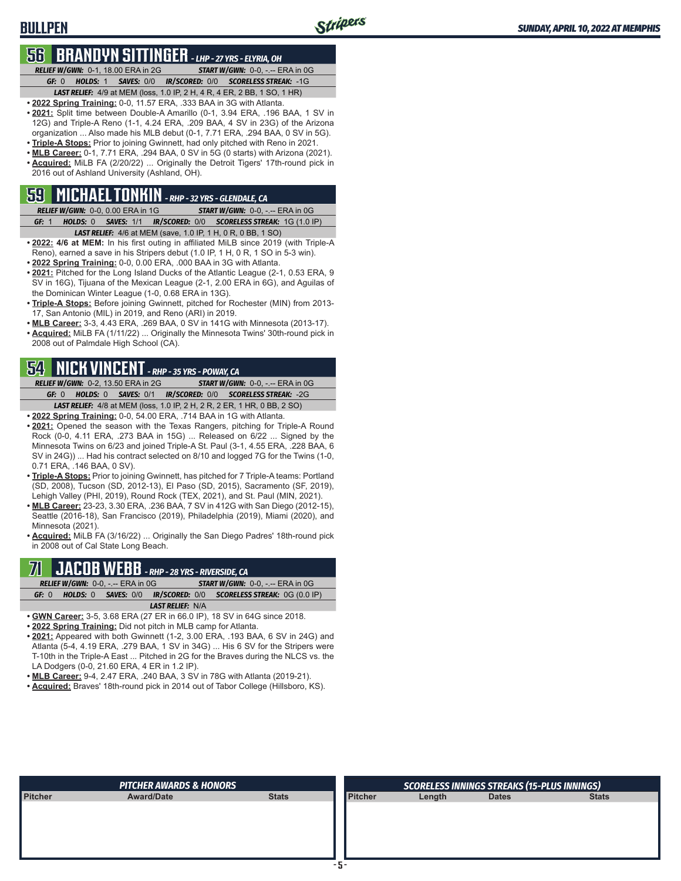# BULLPEN

## 56 BRANDYN SITTINGER - LHP - 27 YRS - ELYRIA, OH

**RELIEF W/GWN:** 0-1, 18.00 ERA in 2G **START W/GWN:** 0-0, -.-- ERA in 0G
**GF:** 0 **HOLDS:** 1 **SAVES:** 0/0 **IR/SCORED:** 0/0 **SCORELESS STREAK:** -1G
**LAST RELIEF:** 4/9 at MEM (loss, 1.0 IP, 2 H, 4 R, 4 ER, 2 BB, 1 SO, 1 HR)

- **2022 Spring Training:** 0-0, 11.57 ERA, .333 BAA in 3G with Atlanta.
- **2021:** Split time between Double-A Amarillo (0-1, 3.94 ERA, .196 BAA, 1 SV in 12G) and Triple-A Reno (1-1, 4.24 ERA, .209 BAA, 4 SV in 23G) of the Arizona organization ... Also made his MLB debut (0-1, 7.71 ERA, .294 BAA, 0 SV in 5G).
- **Triple-A Stops:** Prior to joining Gwinnett, had only pitched with Reno in 2021.
- **MLB Career:** 0-1, 7.71 ERA, .294 BAA, 0 SV in 5G (0 starts) with Arizona (2021).
- **Acquired:** MiLB FA (2/20/22) ... Originally the Detroit Tigers' 17th-round pick in 2016 out of Ashland University (Ashland, OH).

## 59 MICHAEL TONKIN - RHP - 32 YRS - GLENDALE, CA

**RELIEF W/GWN:** 0-0, 0.00 ERA in 1G **START W/GWN:** 0-0, -.-- ERA in 0G
**GF:** 1 **HOLDS:** 0 **SAVES:** 1/1 **IR/SCORED:** 0/0 **SCORELESS STREAK:** 1G (1.0 IP)
**LAST RELIEF:** 4/6 at MEM (save, 1.0 IP, 1 H, 0 R, 0 BB, 1 SO)

- **2022: 4/6 at MEM:** In his first outing in affiliated MiLB since 2019 (with Triple-A Reno), earned a save in his Stripers debut (1.0 IP, 1 H, 0 R, 1 SO in 5-3 win).
- **2022 Spring Training:** 0-0, 0.00 ERA, .000 BAA in 3G with Atlanta.
- **2021:** Pitched for the Long Island Ducks of the Atlantic League (2-1, 0.53 ERA, 9 SV in 16G), Tijuana of the Mexican League (2-1, 2.00 ERA in 6G), and Aguilas of the Dominican Winter League (1-0, 0.68 ERA in 13G).
- **Triple-A Stops:** Before joining Gwinnett, pitched for Rochester (MIN) from 2013-17, San Antonio (MIL) in 2019, and Reno (ARI) in 2019.
- **MLB Career:** 3-3, 4.43 ERA, .269 BAA, 0 SV in 141G with Minnesota (2013-17).
- **Acquired:** MiLB FA (1/11/22) ... Originally the Minnesota Twins' 30th-round pick in 2008 out of Palmdale High School (CA).

## 54 NICK VINCENT - RHP - 35 YRS - POWAY, CA

**RELIEF W/GWN:** 0-2, 13.50 ERA in 2G **START W/GWN:** 0-0, -.-- ERA in 0G
**GF:** 0 **HOLDS:** 0 **SAVES:** 0/1 **IR/SCORED:** 0/0 **SCORELESS STREAK:** -2G
**LAST RELIEF:** 4/8 at MEM (loss, 1.0 IP, 2 H, 2 R, 2 ER, 1 HR, 0 BB, 2 SO)

- **2022 Spring Training:** 0-0, 54.00 ERA, .714 BAA in 1G with Atlanta.
- **2021:** Opened the season with the Texas Rangers, pitching for Triple-A Round Rock (0-0, 4.11 ERA, .273 BAA in 15G) ... Released on 6/22 ... Signed by the Minnesota Twins on 6/23 and joined Triple-A St. Paul (3-1, 4.55 ERA, .228 BAA, 6 SV in 24G)) ... Had his contract selected on 8/10 and logged 7G for the Twins (1-0, 0.71 ERA, .146 BAA, 0 SV).
- **Triple-A Stops:** Prior to joining Gwinnett, has pitched for 7 Triple-A teams: Portland (SD, 2008), Tucson (SD, 2012-13), El Paso (SD, 2015), Sacramento (SF, 2019), Lehigh Valley (PHI, 2019), Round Rock (TEX, 2021), and St. Paul (MIN, 2021).
- **MLB Career:** 23-23, 3.30 ERA, .236 BAA, 7 SV in 412G with San Diego (2012-15), Seattle (2016-18), San Francisco (2019), Philadelphia (2019), Miami (2020), and Minnesota (2021).
- **Acquired:** MiLB FA (3/16/22) ... Originally the San Diego Padres' 18th-round pick in 2008 out of Cal State Long Beach.

## 71 JACOB WEBB - RHP - 28 YRS - RIVERSIDE, CA

**RELIEF W/GWN:** 0-0, -.-- ERA in 0G **START W/GWN:** 0-0, -.-- ERA in 0G
**GF:** 0 **HOLDS:** 0 **SAVES:** 0/0 **IR/SCORED:** 0/0 **SCORELESS STREAK:** 0G (0.0 IP)
**LAST RELIEF:** N/A

- **GWN Career:** 3-5, 3.68 ERA (27 ER in 66.0 IP), 18 SV in 64G since 2018.
- **2022 Spring Training:** Did not pitch in MLB camp for Atlanta.
- **2021:** Appeared with both Gwinnett (1-2, 3.00 ERA, .193 BAA, 6 SV in 24G) and Atlanta (5-4, 4.19 ERA, .279 BAA, 1 SV in 34G) ... His 6 SV for the Stripers were T-10th in the Triple-A East ... Pitched in 2G for the Braves during the NLCS vs. the LA Dodgers (0-0, 21.60 ERA, 4 ER in 1.2 IP).
- **MLB Career:** 9-4, 2.47 ERA, .240 BAA, 3 SV in 78G with Atlanta (2019-21).
- **Acquired:** Braves' 18th-round pick in 2014 out of Tabor College (Hillsboro, KS).

### PITCHER AWARDS & HONORS

| Pitcher | Award/Date | Stats |
|---|---|---|

### SCORELESS INNINGS STREAKS (15-PLUS INNINGS)

| Pitcher | Length | Dates | Stats |
|---|---|---|---|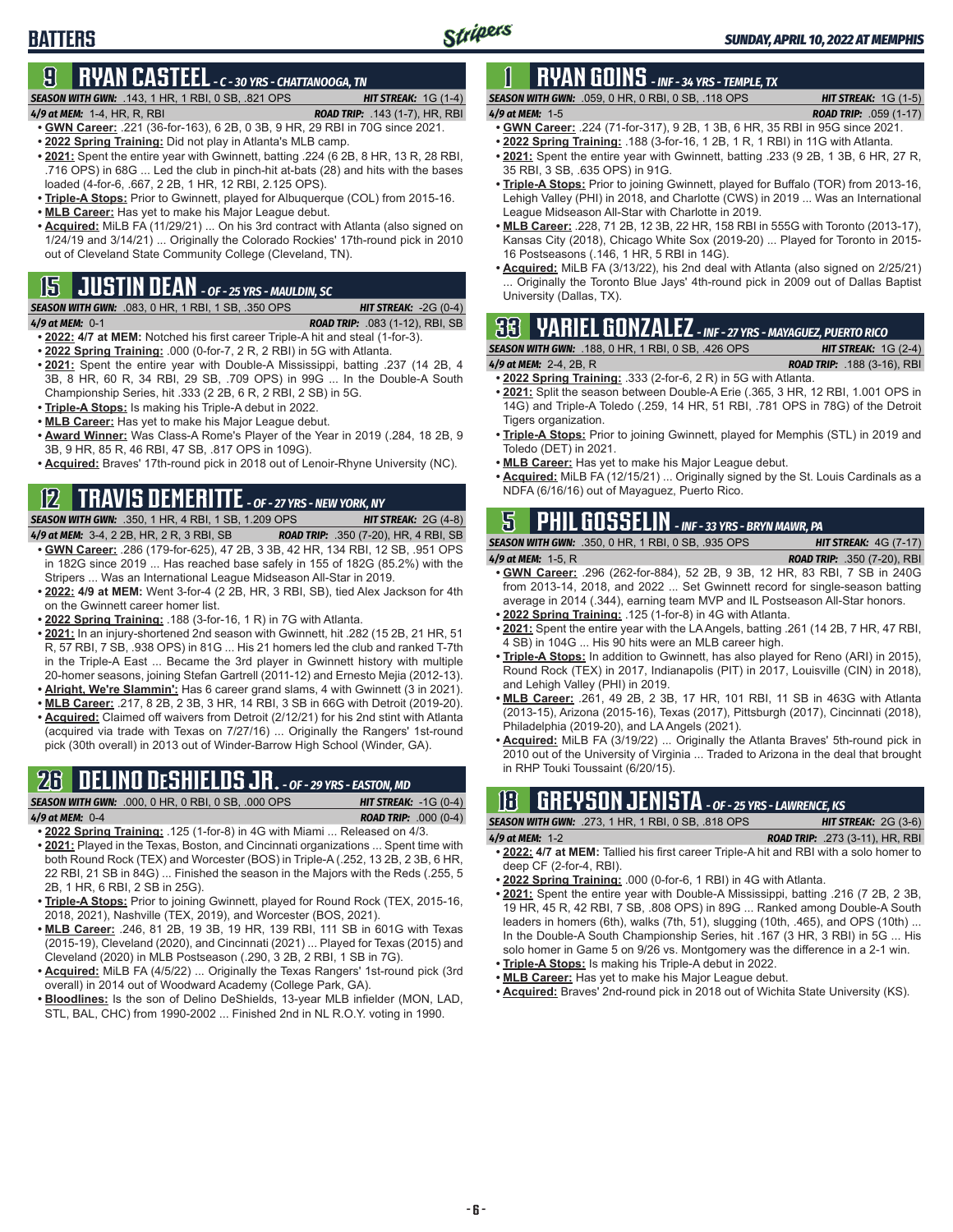# BATTERS

## 9 RYAN CASTEEL - C - 30 YRS - CHATTANOOGA, TN

**SEASON WITH GWN:** .143, 1 HR, 1 RBI, 0 SB, .821 OPS **HIT STREAK:** 1G (1-4)
**4/9 at MEM:** 1-4, HR, R, RBI **ROAD TRIP:** .143 (1-7), HR, RBI

- **GWN Career:** .221 (36-for-163), 6 2B, 0 3B, 9 HR, 29 RBI in 70G since 2021.
- **2022 Spring Training:** Did not play in Atlanta's MLB camp.
- **2021:** Spent the entire year with Gwinnett, batting .224 (6 2B, 8 HR, 13 R, 28 RBI, .716 OPS) in 68G ... Led the club in pinch-hit at-bats (28) and hits with the bases loaded (4-for-6, .667, 2 2B, 1 HR, 12 RBI, 2.125 OPS).
- **Triple-A Stops:** Prior to Gwinnett, played for Albuquerque (COL) from 2015-16.
- **MLB Career:** Has yet to make his Major League debut.
- **Acquired:** MiLB FA (11/29/21) ... On his 3rd contract with Atlanta (also signed on 1/24/19 and 3/14/21) ... Originally the Colorado Rockies' 17th-round pick in 2010 out of Cleveland State Community College (Cleveland, TN).

## 15 JUSTIN DEAN - OF - 25 YRS - MAULDIN, SC

**SEASON WITH GWN:** .083, 0 HR, 1 RBI, 1 SB, .350 OPS **HIT STREAK:** -2G (0-4)
**4/9 at MEM:** 0-1 **ROAD TRIP:** .083 (1-12), RBI, SB

- **2022: 4/7 at MEM:** Notched his first career Triple-A hit and steal (1-for-3).
- **2022 Spring Training:** .000 (0-for-7, 2 R, 2 RBI) in 5G with Atlanta.
- **2021:** Spent the entire year with Double-A Mississippi, batting .237 (14 2B, 4 3B, 8 HR, 60 R, 34 RBI, 29 SB, .709 OPS) in 99G ... In the Double-A South Championship Series, hit .333 (2 2B, 6 R, 2 RBI, 2 SB) in 5G.
- **Triple-A Stops:** Is making his Triple-A debut in 2022.
- **MLB Career:** Has yet to make his Major League debut.
- **Award Winner:** Was Class-A Rome's Player of the Year in 2019 (.284, 18 2B, 9 3B, 9 HR, 85 R, 46 RBI, 47 SB, .817 OPS in 109G).
- **Acquired:** Braves' 17th-round pick in 2018 out of Lenoir-Rhyne University (NC).

## 12 TRAVIS DEMERITTE - OF - 27 YRS - NEW YORK, NY

**SEASON WITH GWN:** .350, 1 HR, 4 RBI, 1 SB, 1.209 OPS **HIT STREAK:** 2G (4-8)
**4/9 at MEM:** 3-4, 2 2B, HR, 2 R, 3 RBI, SB **ROAD TRIP:** .350 (7-20), HR, 4 RBI, SB

- **GWN Career:** .286 (179-for-625), 47 2B, 3 3B, 42 HR, 134 RBI, 12 SB, .951 OPS in 182G since 2019 ... Has reached base safely in 155 of 182G (85.2%) with the Stripers ... Was an International League Midseason All-Star in 2019.
- **2022: 4/9 at MEM:** Went 3-for-4 (2 2B, HR, 3 RBI, SB), tied Alex Jackson for 4th on the Gwinnett career homer list.
- **2022 Spring Training:** .188 (3-for-16, 1 R) in 7G with Atlanta.
- **2021:** In an injury-shortened 2nd season with Gwinnett, hit .282 (15 2B, 21 HR, 51 R, 57 RBI, 7 SB, .938 OPS) in 81G ... His 21 homers led the club and ranked T-7th in the Triple-A East ... Became the 3rd player in Gwinnett history with multiple 20-homer seasons, joining Stefan Gartrell (2011-12) and Ernesto Mejia (2012-13).
- **Alright, We're Slammin':** Has 6 career grand slams, 4 with Gwinnett (3 in 2021).
- **MLB Career:** .217, 8 2B, 2 3B, 3 HR, 14 RBI, 3 SB in 66G with Detroit (2019-20).
- **Acquired:** Claimed off waivers from Detroit (2/12/21) for his 2nd stint with Atlanta (acquired via trade with Texas on 7/27/16) ... Originally the Rangers' 1st-round pick (30th overall) in 2013 out of Winder-Barrow High School (Winder, GA).

## 26 DELINO DESHIELDS JR. - OF - 29 YRS - EASTON, MD

**SEASON WITH GWN:** .000, 0 HR, 0 RBI, 0 SB, .000 OPS **HIT STREAK:** -1G (0-4)
**4/9 at MEM:** 0-4 **ROAD TRIP:** .000 (0-4)

- **2022 Spring Training:** .125 (1-for-8) in 4G with Miami ... Released on 4/3.
- **2021:** Played in the Texas, Boston, and Cincinnati organizations ... Spent time with both Round Rock (TEX) and Worcester (BOS) in Triple-A (.252, 13 2B, 2 3B, 6 HR, 22 RBI, 21 SB in 84G) ... Finished the season in the Majors with the Reds (.255, 5 2B, 1 HR, 6 RBI, 2 SB in 25G).
- **Triple-A Stops:** Prior to joining Gwinnett, played for Round Rock (TEX, 2015-16, 2018, 2021), Nashville (TEX, 2019), and Worcester (BOS, 2021).
- **MLB Career:** .246, 81 2B, 19 3B, 19 HR, 139 RBI, 111 SB in 601G with Texas (2015-19), Cleveland (2020), and Cincinnati (2021) ... Played for Texas (2015) and Cleveland (2020) in MLB Postseason (.290, 3 2B, 2 RBI, 1 SB in 7G).
- **Acquired:** MiLB FA (4/5/22) ... Originally the Texas Rangers' 1st-round pick (3rd overall) in 2014 out of Woodward Academy (College Park, GA).
- **Bloodlines:** Is the son of Delino DeShields, 13-year MLB infielder (MON, LAD, STL, BAL, CHC) from 1990-2002 ... Finished 2nd in NL R.O.Y. voting in 1990.

## 1 RYAN GOINS - INF - 34 YRS - TEMPLE, TX

**SEASON WITH GWN:** .059, 0 HR, 0 RBI, 0 SB, .118 OPS **HIT STREAK:** 1G (1-5)
**4/9 at MEM:** 1-5 **ROAD TRIP:** .059 (1-17)

- **GWN Career:** .224 (71-for-317), 9 2B, 1 3B, 6 HR, 35 RBI in 95G since 2021.
- **2022 Spring Training:** .188 (3-for-16, 1 2B, 1 R, 1 RBI) in 11G with Atlanta.
- **2021:** Spent the entire year with Gwinnett, batting .233 (9 2B, 1 3B, 6 HR, 27 R, 35 RBI, 3 SB, .635 OPS) in 91G.
- **Triple-A Stops:** Prior to joining Gwinnett, played for Buffalo (TOR) from 2013-16, Lehigh Valley (PHI) in 2018, and Charlotte (CWS) in 2019 ... Was an International League Midseason All-Star with Charlotte in 2019.
- **MLB Career:** .228, 71 2B, 12 3B, 22 HR, 158 RBI in 555G with Toronto (2013-17), Kansas City (2018), Chicago White Sox (2019-20) ... Played for Toronto in 2015-16 Postseasons (.146, 1 HR, 5 RBI in 14G).
- **Acquired:** MiLB FA (3/13/22), his 2nd deal with Atlanta (also signed on 2/25/21) ... Originally the Toronto Blue Jays' 4th-round pick in 2009 out of Dallas Baptist University (Dallas, TX).

## 33 YARIEL GONZALEZ - INF - 27 YRS - MAYAGUEZ, PUERTO RICO

**SEASON WITH GWN:** .188, 0 HR, 1 RBI, 0 SB, .426 OPS **HIT STREAK:** 1G (2-4)
**4/9 at MEM:** 2-4, 2B, R **ROAD TRIP:** .188 (3-16), RBI

- **2022 Spring Training:** .333 (2-for-6, 2 R) in 5G with Atlanta.
- **2021:** Split the season between Double-A Erie (.365, 3 HR, 12 RBI, 1.001 OPS in 14G) and Triple-A Toledo (.259, 14 HR, 51 RBI, .781 OPS in 78G) of the Detroit Tigers organization.
- **Triple-A Stops:** Prior to joining Gwinnett, played for Memphis (STL) in 2019 and Toledo (DET) in 2021.
- **MLB Career:** Has yet to make his Major League debut.
- **Acquired:** MiLB FA (12/15/21) ... Originally signed by the St. Louis Cardinals as a NDFA (6/16/16) out of Mayaguez, Puerto Rico.

## 5 PHIL GOSSELIN - INF - 33 YRS - BRYN MAWR, PA

**SEASON WITH GWN:** .350, 0 HR, 1 RBI, 0 SB, .935 OPS **HIT STREAK:** 4G (7-17)
**4/9 at MEM:** 1-5, R **ROAD TRIP:** .350 (7-20), RBI

- **GWN Career:** .296 (262-for-884), 52 2B, 9 3B, 12 HR, 83 RBI, 7 SB in 240G from 2013-14, 2018, and 2022 ... Set Gwinnett record for single-season batting average in 2014 (.344), earning team MVP and IL Postseason All-Star honors.
- **2022 Spring Training:** .125 (1-for-8) in 4G with Atlanta.
- **2021:** Spent the entire year with the LA Angels, batting .261 (14 2B, 7 HR, 47 RBI, 4 SB) in 104G ... His 90 hits were an MLB career high.
- **Triple-A Stops:** In addition to Gwinnett, has also played for Reno (ARI) in 2015), Round Rock (TEX) in 2017, Indianapolis (PIT) in 2017, Louisville (CIN) in 2018), and Lehigh Valley (PHI) in 2019.
- **MLB Career:** .261, 49 2B, 2 3B, 17 HR, 101 RBI, 11 SB in 463G with Atlanta (2013-15), Arizona (2015-16), Texas (2017), Pittsburgh (2017), Cincinnati (2018), Philadelphia (2019-20), and LA Angels (2021).
- **Acquired:** MiLB FA (3/19/22) ... Originally the Atlanta Braves' 5th-round pick in 2010 out of the University of Virginia ... Traded to Arizona in the deal that brought in RHP Touki Toussaint (6/20/15).

## 18 GREYSON JENISTA - OF - 25 YRS - LAWRENCE, KS

**SEASON WITH GWN:** .273, 1 HR, 1 RBI, 0 SB, .818 OPS **HIT STREAK:** 2G (3-6)
**4/9 at MEM:** 1-2 **ROAD TRIP:** .273 (3-11), HR, RBI

- **2022: 4/7 at MEM:** Tallied his first career Triple-A hit and RBI with a solo homer to deep CF (2-for-4, RBI).
- **2022 Spring Training:** .000 (0-for-6, 1 RBI) in 4G with Atlanta.
- **2021:** Spent the entire year with Double-A Mississippi, batting .216 (7 2B, 2 3B, 19 HR, 45 R, 42 RBI, 7 SB, .808 OPS) in 89G ... Ranked among Double-A South leaders in homers (6th), walks (7th, 51), slugging (10th, .465), and OPS (10th) ... In the Double-A South Championship Series, hit .167 (3 HR, 3 RBI) in 5G ... His solo homer in Game 5 on 9/26 vs. Montgomery was the difference in a 2-1 win.
- **Triple-A Stops:** Is making his Triple-A debut in 2022.
- **MLB Career:** Has yet to make his Major League debut.
- **Acquired:** Braves' 2nd-round pick in 2018 out of Wichita State University (KS).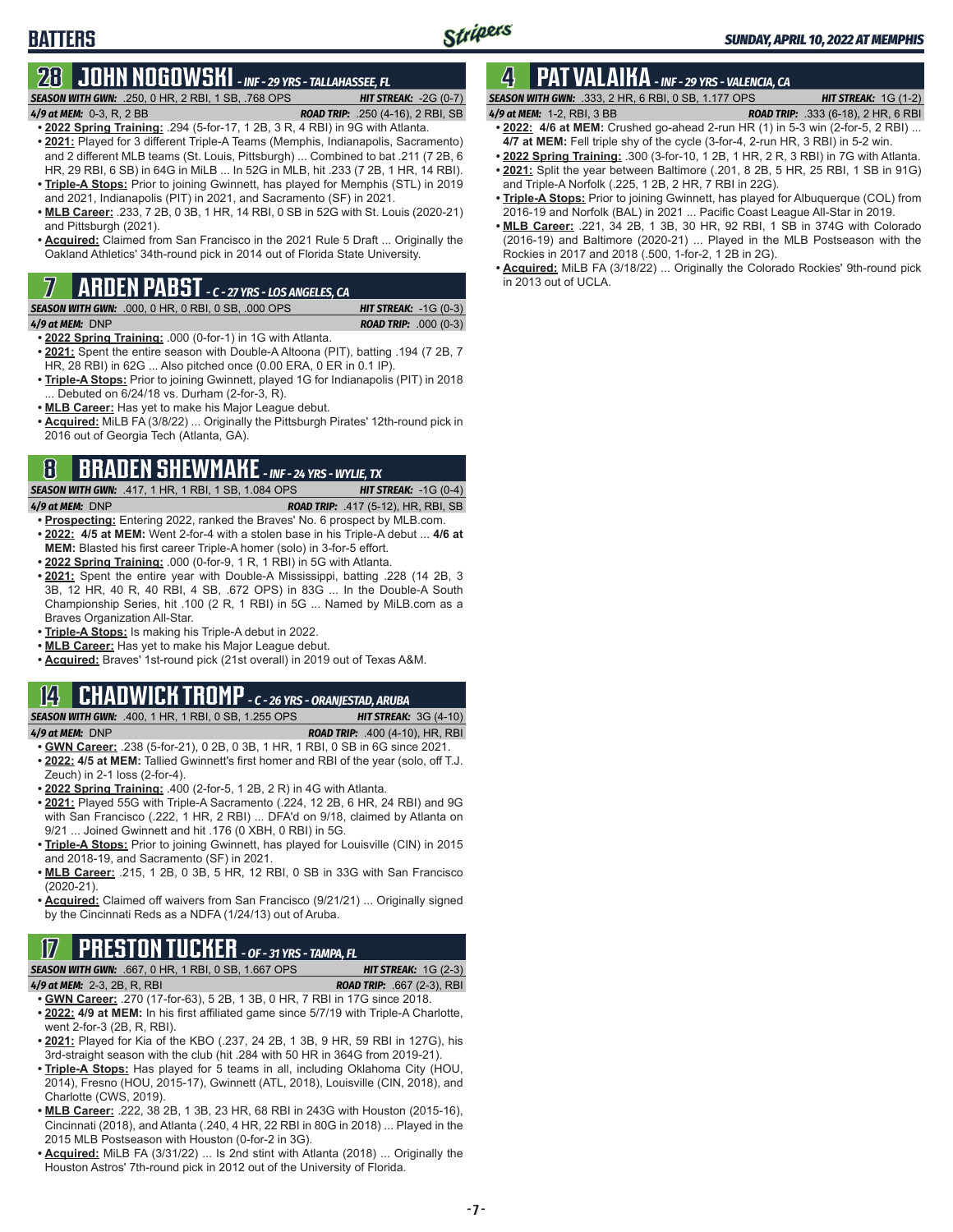# BATTERS

## 28 JOHN NOGOWSKI - INF - 29 YRS - TALLAHASSEE, FL

**SEASON WITH GWN:** .250, 0 HR, 2 RBI, 1 SB, .768 OPS | **HIT STREAK:** -2G (0-7)
**4/9 at MEM:** 0-3, R, 2 BB | **ROAD TRIP:** .250 (4-16), 2 RBI, SB

- **2022 Spring Training:** .294 (5-for-17, 1 2B, 3 R, 4 RBI) in 9G with Atlanta.
- **2021:** Played for 3 different Triple-A Teams (Memphis, Indianapolis, Sacramento) and 2 different MLB teams (St. Louis, Pittsburgh) ... Combined to bat .211 (7 2B, 6 HR, 29 RBI, 6 SB) in 64G in MiLB ... In 52G in MLB, hit .233 (7 2B, 1 HR, 14 RBI).
- **Triple-A Stops:** Prior to joining Gwinnett, has played for Memphis (STL) in 2019 and 2021, Indianapolis (PIT) in 2021, and Sacramento (SF) in 2021.
- **MLB Career:** .233, 7 2B, 0 3B, 1 HR, 14 RBI, 0 SB in 52G with St. Louis (2020-21) and Pittsburgh (2021).
- **Acquired:** Claimed from San Francisco in the 2021 Rule 5 Draft ... Originally the Oakland Athletics' 34th-round pick in 2014 out of Florida State University.

## 7 ARDEN PABST - C - 27 YRS - LOS ANGELES, CA

**SEASON WITH GWN:** .000, 0 HR, 0 RBI, 0 SB, .000 OPS | **HIT STREAK:** -1G (0-3)
**4/9 at MEM:** DNP | **ROAD TRIP:** .000 (0-3)

- **2022 Spring Training:** .000 (0-for-1) in 1G with Atlanta.
- **2021:** Spent the entire season with Double-A Altoona (PIT), batting .194 (7 2B, 7 HR, 28 RBI) in 62G ... Also pitched once (0.00 ERA, 0 ER in 0.1 IP).
- **Triple-A Stops:** Prior to joining Gwinnett, played 1G for Indianapolis (PIT) in 2018 ... Debuted on 6/24/18 vs. Durham (2-for-3, R).
- **MLB Career:** Has yet to make his Major League debut.
- **Acquired:** MiLB FA (3/8/22) ... Originally the Pittsburgh Pirates' 12th-round pick in 2016 out of Georgia Tech (Atlanta, GA).

## 8 BRADEN SHEWMAKE - INF - 24 YRS - WYLIE, TX

**SEASON WITH GWN:** .417, 1 HR, 1 RBI, 1 SB, 1.084 OPS | **HIT STREAK:** -1G (0-4)
**4/9 at MEM:** DNP | **ROAD TRIP:** .417 (5-12), HR, RBI, SB

- **Prospecting:** Entering 2022, ranked the Braves' No. 6 prospect by MLB.com.
- **2022: 4/5 at MEM:** Went 2-for-4 with a stolen base in his Triple-A debut ... **4/6 at MEM:** Blasted his first career Triple-A homer (solo) in 3-for-5 effort.
- **2022 Spring Training:** .000 (0-for-9, 1 R, 1 RBI) in 5G with Atlanta.
- **2021:** Spent the entire year with Double-A Mississippi, batting .228 (14 2B, 3 3B, 12 HR, 40 R, 40 RBI, 4 SB, .672 OPS) in 83G ... In the Double-A South Championship Series, hit .100 (2 R, 1 RBI) in 5G ... Named by MiLB.com as a Braves Organization All-Star.
- **Triple-A Stops:** Is making his Triple-A debut in 2022.
- **MLB Career:** Has yet to make his Major League debut.
- **Acquired:** Braves' 1st-round pick (21st overall) in 2019 out of Texas A&M.

## 14 CHADWICK TROMP - C - 26 YRS - ORANJESTAD, ARUBA

**SEASON WITH GWN:** .400, 1 HR, 1 RBI, 0 SB, 1.255 OPS | **HIT STREAK:** 3G (4-10)
**4/9 at MEM:** DNP | **ROAD TRIP:** .400 (4-10), HR, RBI

- **GWN Career:** .238 (5-for-21), 0 2B, 0 3B, 1 HR, 1 RBI, 0 SB in 6G since 2021.
- **2022: 4/5 at MEM:** Tallied Gwinnett's first homer and RBI of the year (solo, off T.J. Zeuch) in 2-1 loss (2-for-4).
- **2022 Spring Training:** .400 (2-for-5, 1 2B, 2 R) in 4G with Atlanta.
- **2021:** Played 55G with Triple-A Sacramento (.224, 12 2B, 6 HR, 24 RBI) and 9G with San Francisco (.222, 1 HR, 2 RBI) ... DFA'd on 9/18, claimed by Atlanta on 9/21 ... Joined Gwinnett and hit .176 (0 XBH, 0 RBI) in 5G.
- **Triple-A Stops:** Prior to joining Gwinnett, has played for Louisville (CIN) in 2015 and 2018-19, and Sacramento (SF) in 2021.
- **MLB Career:** .215, 1 2B, 0 3B, 5 HR, 12 RBI, 0 SB in 33G with San Francisco (2020-21).
- **Acquired:** Claimed off waivers from San Francisco (9/21/21) ... Originally signed by the Cincinnati Reds as a NDFA (1/24/13) out of Aruba.

## 17 PRESTON TUCKER - OF - 31 YRS - TAMPA, FL

**SEASON WITH GWN:** .667, 0 HR, 1 RBI, 0 SB, 1.667 OPS | **HIT STREAK:** 1G (2-3)
**4/9 at MEM:** 2-3, 2B, R, RBI | **ROAD TRIP:** .667 (2-3), RBI

- **GWN Career:** .270 (17-for-63), 5 2B, 1 3B, 0 HR, 7 RBI in 17G since 2018.
- **2022: 4/9 at MEM:** In his first affiliated game since 5/7/19 with Triple-A Charlotte, went 2-for-3 (2B, R, RBI).
- **2021:** Played for Kia of the KBO (.237, 24 2B, 1 3B, 9 HR, 59 RBI in 127G), his 3rd-straight season with the club (hit .284 with 50 HR in 364G from 2019-21).
- **Triple-A Stops:** Has played for 5 teams in all, including Oklahoma City (HOU, 2014), Fresno (HOU, 2015-17), Gwinnett (ATL, 2018), Louisville (CIN, 2018), and Charlotte (CWS, 2019).
- **MLB Career:** .222, 38 2B, 1 3B, 23 HR, 68 RBI in 243G with Houston (2015-16), Cincinnati (2018), and Atlanta (.240, 4 HR, 22 RBI in 80G in 2018) ... Played in the 2015 MLB Postseason with Houston (0-for-2 in 3G).
- **Acquired:** MiLB FA (3/31/22) ... Is 2nd stint with Atlanta (2018) ... Originally the Houston Astros' 7th-round pick in 2012 out of the University of Florida.

## 4 PAT VALAIKA - INF - 29 YRS - VALENCIA, CA

**SEASON WITH GWN:** .333, 2 HR, 6 RBI, 0 SB, 1.177 OPS | **HIT STREAK:** 1G (1-2)
**4/9 at MEM:** 1-2, RBI, 3 BB | **ROAD TRIP:** .333 (6-18), 2 HR, 6 RBI

- **2022: 4/6 at MEM:** Crushed go-ahead 2-run HR (1) in 5-3 win (2-for-5, 2 RBI) ... **4/7 at MEM:** Fell triple shy of the cycle (3-for-4, 2-run HR, 3 RBI) in 5-2 win.
- **2022 Spring Training:** .300 (3-for-10, 1 2B, 1 HR, 2 R, 3 RBI) in 7G with Atlanta.
- **2021:** Split the year between Baltimore (.201, 8 2B, 5 HR, 25 RBI, 1 SB in 91G) and Triple-A Norfolk (.225, 1 2B, 2 HR, 7 RBI in 22G).
- **Triple-A Stops:** Prior to joining Gwinnett, has played for Albuquerque (COL) from 2016-19 and Norfolk (BAL) in 2021 ... Pacific Coast League All-Star in 2019.
- **MLB Career:** .221, 34 2B, 1 3B, 30 HR, 92 RBI, 1 SB in 374G with Colorado (2016-19) and Baltimore (2020-21) ... Played in the MLB Postseason with the Rockies in 2017 and 2018 (.500, 1-for-2, 1 2B in 2G).
- **Acquired:** MiLB FA (3/18/22) ... Originally the Colorado Rockies' 9th-round pick in 2013 out of UCLA.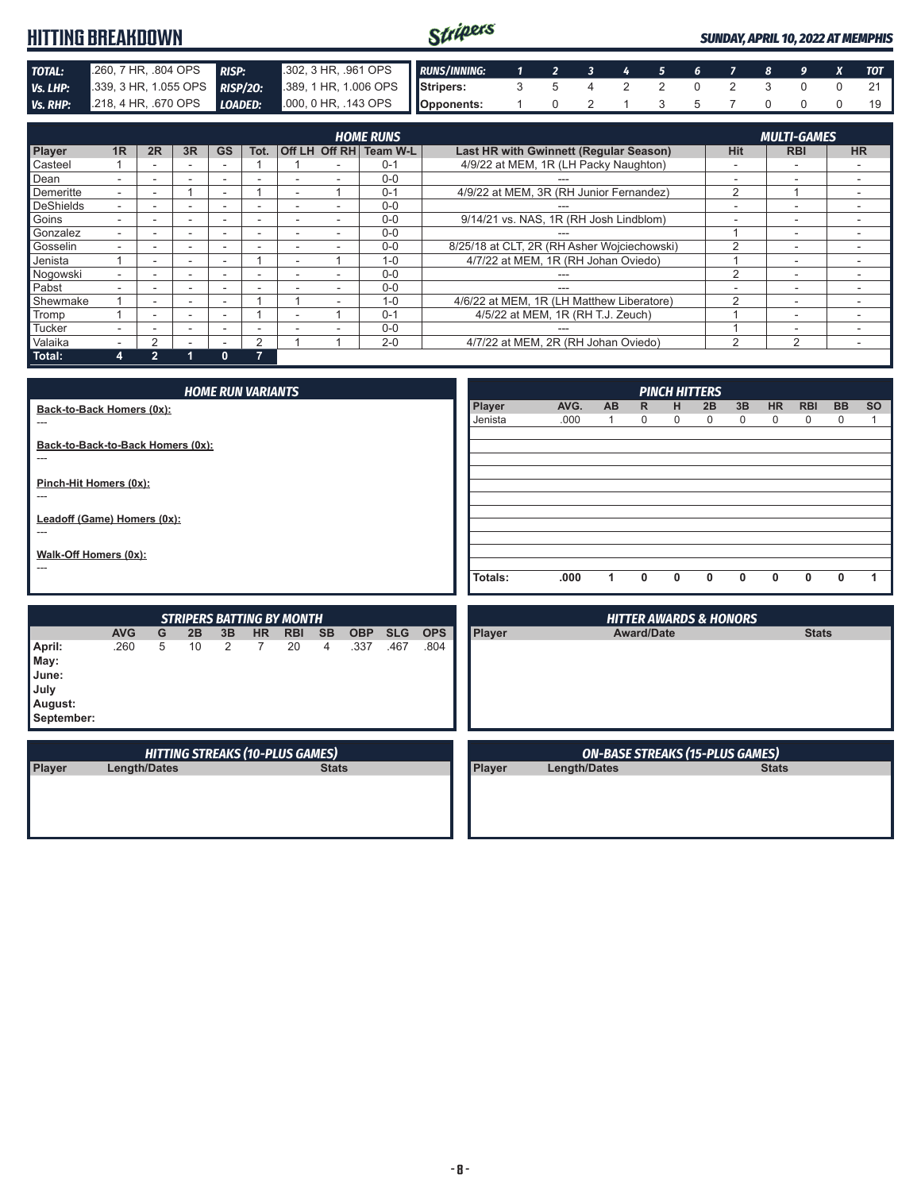# HITTING BREAKDOWN

*SUNDAY, APRIL 10, 2022 AT MEMPHIS*

| | | | |
|---|---|---|---|
| **TOTAL:** | .260, 7 HR, .804 OPS | **RISP:** | .302, 3 HR, .961 OPS |
| **Vs. LHP:** | .339, 3 HR, 1.055 OPS | **RISP/2O:** | .389, 1 HR, 1.006 OPS |
| **Vs. RHP:** | .218, 4 HR, .670 OPS | **LOADED:** | .000, 0 HR, .143 OPS |

| RUNS/INNING: | 1 | 2 | 3 | 4 | 5 | 6 | 7 | 8 | 9 | X | TOT |
|---|---|---|---|---|---|---|---|---|---|---|---|
| Stripers: | 3 | 5 | 4 | 2 | 2 | 0 | 2 | 3 | 0 | 0 | 21 |
| Opponents: | 1 | 0 | 2 | 1 | 3 | 5 | 7 | 0 | 0 | 0 | 19 |

## HOME RUNS / MULTI-GAMES

| Player | 1R | 2R | 3R | GS | Tot. | Off LH | Off RH | Team W-L | Last HR with Gwinnett (Regular Season) | Hit | RBI | HR |
|---|---|---|---|---|---|---|---|---|---|---|---|---|
| Casteel | 1 | - | - | - | 1 | 1 | - | 0-1 | 4/9/22 at MEM, 1R (LH Packy Naughton) | - | - | - |
| Dean | - | - | - | - | - | - | - | 0-0 | --- | - | - | - |
| Demeritte | - | - | 1 | - | 1 | - | 1 | 0-1 | 4/9/22 at MEM, 3R (RH Junior Fernandez) | 2 | 1 | - |
| DeShields | - | - | - | - | - | - | - | 0-0 | --- | - | - | - |
| Goins | - | - | - | - | - | - | - | 0-0 | 9/14/21 vs. NAS, 1R (RH Josh Lindblom) | - | - | - |
| Gonzalez | - | - | - | - | - | - | - | 0-0 | --- | 1 | - | - |
| Gosselin | - | - | - | - | - | - | - | 0-0 | 8/25/18 at CLT, 2R (RH Asher Wojciechowski) | 2 | - | - |
| Jenista | 1 | - | - | - | 1 | - | 1 | 1-0 | 4/7/22 at MEM, 1R (RH Johan Oviedo) | 1 | - | - |
| Nogowski | - | - | - | - | - | - | - | 0-0 | --- | 2 | - | - |
| Pabst | - | - | - | - | - | - | - | 0-0 | --- | - | - | - |
| Shewmake | 1 | - | - | - | 1 | 1 | - | 1-0 | 4/6/22 at MEM, 1R (LH Matthew Liberatore) | 2 | - | - |
| Tromp | 1 | - | - | - | 1 | - | 1 | 0-1 | 4/5/22 at MEM, 1R (RH T.J. Zeuch) | 1 | - | - |
| Tucker | - | - | - | - | - | - | - | 0-0 | --- | 1 | - | - |
| Valaika | - | 2 | - | - | 2 | 1 | 1 | 2-0 | 4/7/22 at MEM, 2R (RH Johan Oviedo) | 2 | 2 | - |
| **Total:** | **4** | **2** | **1** | **0** | **7** | | | | | | | |

## HOME RUN VARIANTS

**Back-to-Back Homers (0x):**
---

**Back-to-Back-to-Back Homers (0x):**
---

**Pinch-Hit Homers (0x):**
---

**Leadoff (Game) Homers (0x):**
---

**Walk-Off Homers (0x):**
---

## PINCH HITTERS

| Player | AVG. | AB | R | H | 2B | 3B | HR | RBI | BB | SO |
|---|---|---|---|---|---|---|---|---|---|---|
| Jenista | .000 | 1 | 0 | 0 | 0 | 0 | 0 | 0 | 0 | 1 |
| **Totals:** | **.000** | **1** | **0** | **0** | **0** | **0** | **0** | **0** | **0** | **1** |

## STRIPERS BATTING BY MONTH

| | AVG | G | 2B | 3B | HR | RBI | SB | OBP | SLG | OPS |
|---|---|---|---|---|---|---|---|---|---|---|
| **April:** | .260 | 5 | 10 | 2 | 7 | 20 | 4 | .337 | .467 | .804 |
| **May:** | | | | | | | | | | |
| **June:** | | | | | | | | | | |
| **July** | | | | | | | | | | |
| **August:** | | | | | | | | | | |
| **September:** | | | | | | | | | | |

## HITTER AWARDS & HONORS

| Player | Award/Date | Stats |
|---|---|---|

## HITTING STREAKS (10-PLUS GAMES)

| Player | Length/Dates | Stats |
|---|---|---|

## ON-BASE STREAKS (15-PLUS GAMES)

| Player | Length/Dates | Stats |
|---|---|---|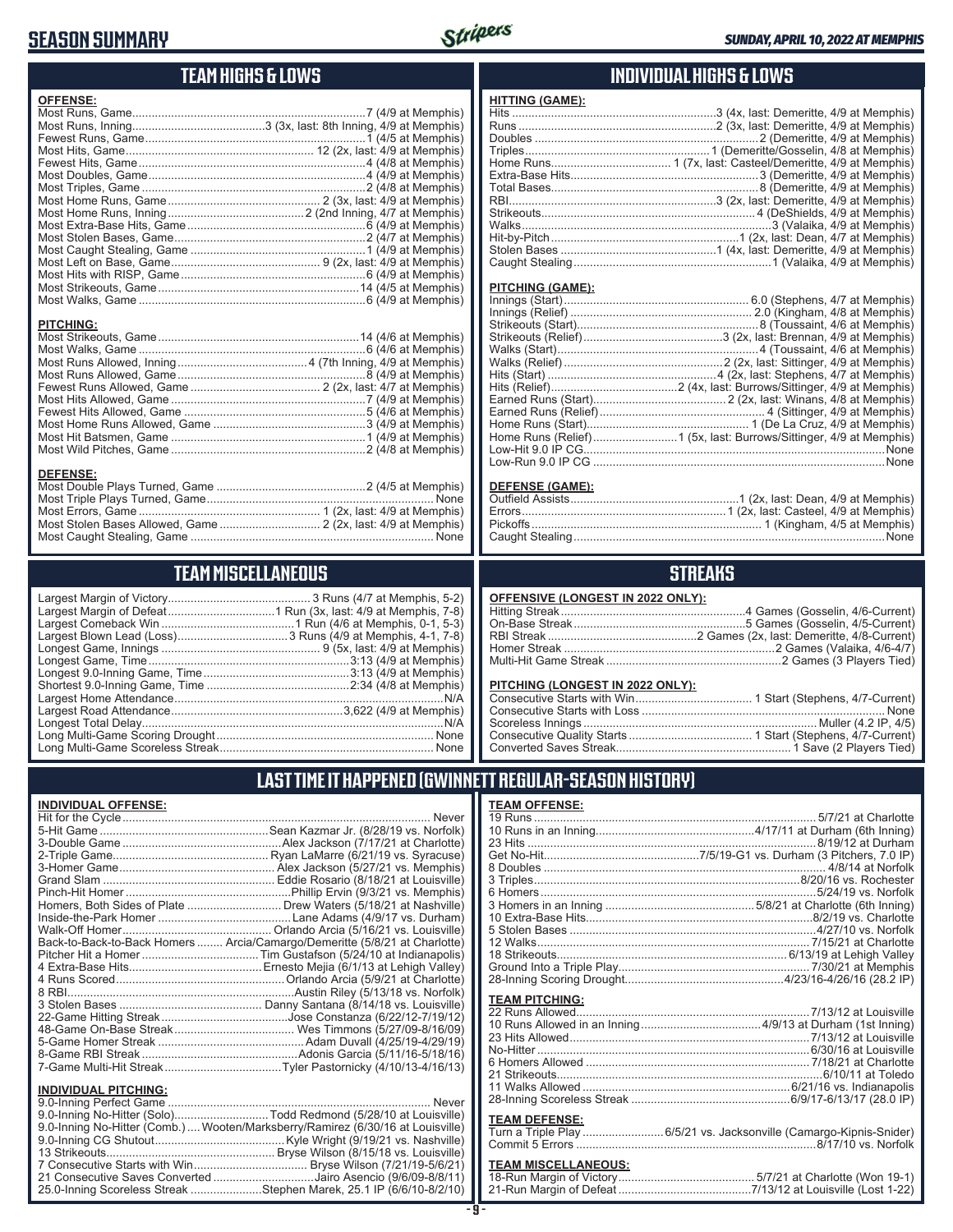# SEASON SUMMARY

SUNDAY, APRIL 10, 2022 AT MEMPHIS

## TEAM HIGHS & LOWS

**OFFENSE:**

| | |
|---|---|
| Most Runs, Game | 7 (4/9 at Memphis) |
| Most Runs, Inning | 3 (3x, last: 8th Inning, 4/9 at Memphis) |
| Fewest Runs, Game | 1 (4/5 at Memphis) |
| Most Hits, Game | 12 (2x, last: 4/9 at Memphis) |
| Fewest Hits, Game | 4 (4/8 at Memphis) |
| Most Doubles, Game | 4 (4/9 at Memphis) |
| Most Triples, Game | 2 (4/8 at Memphis) |
| Most Home Runs, Game | 2 (3x, last: 4/9 at Memphis) |
| Most Home Runs, Inning | 2 (2nd Inning, 4/7 at Memphis) |
| Most Extra-Base Hits, Game | 6 (4/9 at Memphis) |
| Most Stolen Bases, Game | 2 (4/5 at Memphis) |
| Most Caught Stealing, Game | 1 (4/9 at Memphis) |
| Most Left on Base, Game | 9 (2x, last: 4/9 at Memphis) |
| Most Hits with RISP, Game | 6 (4/9 at Memphis) |
| Most Strikeouts, Game | 14 (4/5 at Memphis) |
| Most Walks, Game | 6 (4/9 at Memphis) |

**PITCHING:**

| | |
|---|---|
| Most Strikeouts, Game | 14 (4/6 at Memphis) |
| Most Walks, Game | 6 (4/6 at Memphis) |
| Most Runs Allowed, Inning | 4 (7th Inning, 4/9 at Memphis) |
| Most Runs Allowed, Game | 8 (4/9 at Memphis) |
| Fewest Runs Allowed, Game | 2 (2x, last: 4/7 at Memphis) |
| Most Hits Allowed, Game | 7 (4/9 at Memphis) |
| Fewest Hits Allowed, Game | 5 (4/6 at Memphis) |
| Most Home Runs Allowed, Game | 3 (4/9 at Memphis) |
| Most Hit Batsmen, Game | 1 (4/9 at Memphis) |
| Most Wild Pitches, Game | 2 (4/8 at Memphis) |

**DEFENSE:**

| | |
|---|---|
| Most Double Plays Turned, Game | 2 (4/5 at Memphis) |
| Most Triple Plays Turned, Game | None |
| Most Errors, Game | 1 (2x, last: 4/9 at Memphis) |
| Most Stolen Bases Allowed, Game | 2 (2x, last: 4/9 at Memphis) |
| Most Caught Stealing, Game | None |

## INDIVIDUAL HIGHS & LOWS

**HITTING (GAME):**

| | |
|---|---|
| Hits | 3 (4x, last: Demeritte, 4/9 at Memphis) |
| Runs | 2 (3x, last: Demeritte, 4/9 at Memphis) |
| Doubles | 2 (Demeritte, 4/9 at Memphis) |
| Triples | 1 (Demeritte/Gosselin, 4/8 at Memphis) |
| Home Runs | 1 (7x, last: Casteel/Demeritte, 4/9 at Memphis) |
| Extra-Base Hits | 3 (Demeritte, 4/9 at Memphis) |
| Total Bases | 8 (Demeritte, 4/9 at Memphis) |
| RBI | 3 (2x, last: Demeritte, 4/9 at Memphis) |
| Strikeouts | 4 (DeShields, 4/9 at Memphis) |
| Walks | 3 (Valaika, 4/9 at Memphis) |
| Hit-by-Pitch | 1 (2x, last: Dean, 4/7 at Memphis) |
| Stolen Bases | 1 (4x, last: Demeritte, 4/9 at Memphis) |
| Caught Stealing | 1 (Valaika, 4/9 at Memphis) |

**PITCHING (GAME):**

| | |
|---|---|
| Innings (Start) | 6.0 (Stephens, 4/7 at Memphis) |
| Innings (Relief) | 2.0 (Kingham, 4/8 at Memphis) |
| Strikeouts (Start) | 8 (Toussaint, 4/6 at Memphis) |
| Strikeouts (Relief) | 3 (2x, last: Brennan, 4/9 at Memphis) |
| Walks (Start) | 4 (Toussaint, 4/6 at Memphis) |
| Walks (Relief) | 2 (2x, last: Sittinger, 4/9 at Memphis) |
| Hits (Start) | 4 (2x, last: Stephens, 4/7 at Memphis) |
| Hits (Relief) | 2 (4x, last: Burrows/Sittinger, 4/9 at Memphis) |
| Earned Runs (Start) | 2 (2x, last: Winans, 4/8 at Memphis) |
| Earned Runs (Relief) | 4 (Sittinger, 4/9 at Memphis) |
| Home Runs (Start) | 1 (De La Cruz, 4/9 at Memphis) |
| Home Runs (Relief) | 1 (5x, last: Burrows/Sittinger, 4/9 at Memphis) |
| Low-Hit 9.0 IP CG | None |
| Low-Run 9.0 IP CG | None |

**DEFENSE (GAME):**

| | |
|---|---|
| Outfield Assists | 1 (2x, last: Dean, 4/9 at Memphis) |
| Errors | 1 (2x, last: Casteel, 4/9 at Memphis) |
| Pickoffs | 1 (Kingham, 4/5 at Memphis) |
| Caught Stealing | None |

## TEAM MISCELLANEOUS

| | |
|---|---|
| Largest Margin of Victory | 3 Runs (4/7 at Memphis, 5-2) |
| Largest Margin of Defeat | 1 Run (3x, last: 4/9 at Memphis, 7-8) |
| Largest Comeback Win | 1 Run (4/6 at Memphis, 0-1, 5-3) |
| Largest Blown Lead (Loss) | 3 Runs (4/9 at Memphis, 4-1, 7-8) |
| Longest Game, Innings | 9 (5x, last: 4/9 at Memphis) |
| Longest Game, Time | 3:13 (4/9 at Memphis) |
| Longest 9.0-Inning Game, Time | 3:13 (4/9 at Memphis) |
| Shortest 9.0-Inning Game, Time | 2:34 (4/8 at Memphis) |
| Largest Home Attendance | N/A |
| Largest Road Attendance | 3,622 (4/9 at Memphis) |
| Longest Total Delay | N/A |
| Long Multi-Game Scoring Drought | None |
| Long Multi-Game Scoreless Streak | None |

## STREAKS

**OFFENSIVE (LONGEST IN 2022 ONLY):**

| | |
|---|---|
| Hitting Streak | 4 Games (Gosselin, 4/6-Current) |
| On-Base Streak | 5 Games (Gosselin, 4/5-Current) |
| RBI Streak | 2 Games (2x, last: Demeritte, 4/8-Current) |
| Homer Streak | 2 Games (Valaika, 4/6-4/7) |
| Multi-Hit Game Streak | 2 Games (3 Players Tied) |

**PITCHING (LONGEST IN 2022 ONLY):**

| | |
|---|---|
| Consecutive Starts with Win | 1 Start (Stephens, 4/7-Current) |
| Consecutive Starts with Loss | None |
| Scoreless Innings | Muller (4.2 IP, 4/5) |
| Consecutive Quality Starts | 1 Start (Stephens, 4/7-Current) |
| Converted Saves Streak | 1 Save (2 Players Tied) |

## LAST TIME IT HAPPENED (GWINNETT REGULAR-SEASON HISTORY)

**INDIVIDUAL OFFENSE:**

| | |
|---|---|
| Hit for the Cycle | Never |
| 5-Hit Game | Sean Kazmar Jr. (8/28/19 vs. Norfolk) |
| 3-Double Game | Alex Jackson (7/17/21 at Charlotte) |
| 2-Triple Game | Ryan LaMarre (6/21/19 vs. Syracuse) |
| 3-Homer Game | Alex Jackson (5/27/21 vs. Memphis) |
| Grand Slam | Eddie Rosario (8/18/21 at Louisville) |
| Pinch-Hit Homer | Phillip Ervin (9/3/21 vs. Memphis) |
| Homers, Both Sides of Plate | Drew Waters (5/18/21 at Nashville) |
| Inside-the-Park Homer | Lane Adams (4/9/17 vs. Durham) |
| Walk-Off Homer | Orlando Arcia (5/16/21 vs. Louisville) |
| Back-to-Back-to-Back Homers | Arcia/Camargo/Demeritte (5/8/21 at Charlotte) |
| Pitcher Hit a Homer | Tim Gustafson (5/24/10 at Indianapolis) |
| 4 Extra-Base Hits | Ernesto Mejia (6/1/13 at Lehigh Valley) |
| 4 Runs Scored | Orlando Arcia (5/9/21 at Charlotte) |
| 8 RBI | Austin Riley (5/13/18 vs. Norfolk) |
| 3 Stolen Bases | Danny Santana (8/14/18 vs. Louisville) |
| 22-Game Hitting Streak | Jose Constanza (6/22/12-7/19/12) |
| 48-Game On-Base Streak | Wes Timmons (5/27/09-8/16/09) |
| 5-Game Homer Streak | Adam Duvall (4/25/19-4/29/19) |
| 8-Game RBI Streak | Adonis Garcia (5/11/16-5/18/16) |
| 7-Game Multi-Hit Streak | Tyler Pastornicky (4/10/13-4/16/13) |

**INDIVIDUAL PITCHING:**

| | |
|---|---|
| 9.0-Inning Perfect Game | Never |
| 9.0-Inning No-Hitter (Solo) | Todd Redmond (5/28/10 at Louisville) |
| 9.0-Inning No-Hitter (Comb.) | Wooten/Marksberry/Ramirez (6/30/16 at Louisville) |
| 9.0-Inning CG Shutout | Kyle Wright (9/19/21 vs. Nashville) |
| 13 Strikeouts | Bryse Wilson (8/15/18 vs. Louisville) |
| 7 Consecutive Starts with Win | Bryse Wilson (7/21/19-5/6/21) |
| 21 Consecutive Saves Converted | Jairo Asencio (9/6/09-8/8/11) |
| 25.0-Inning Scoreless Streak | Stephen Marek, 25.1 IP (6/6/10-8/2/10) |

**TEAM OFFENSE:**

| | |
|---|---|
| 19 Runs | 5/7/21 at Charlotte |
| 10 Runs in an Inning | 4/17/11 at Durham (6th Inning) |
| 23 Hits | 8/19/12 at Durham |
| Get No-Hit | 7/5/19-G1 vs. Durham (3 Pitchers, 7.0 IP) |
| 8 Doubles | 4/8/14 at Norfolk |
| 3 Triples | 8/20/16 vs. Rochester |
| 6 Homers | 5/24/19 vs. Norfolk |
| 3 Homers in an Inning | 5/8/21 at Charlotte (6th Inning) |
| 10 Extra-Base Hits | 8/2/19 vs. Charlotte |
| 5 Stolen Bases | 4/27/10 vs. Norfolk |
| 12 Walks | 7/15/21 at Charlotte |
| 18 Strikeouts | 6/13/19 at Lehigh Valley |
| Ground Into a Triple Play | 7/30/21 at Memphis |
| 28-Inning Scoring Drought | 4/23/16-4/26/16 (28.2 IP) |

**TEAM PITCHING:**

| | |
|---|---|
| 22 Runs Allowed | 7/13/12 at Louisville |
| 10 Runs Allowed in an Inning | 4/9/13 at Durham (1st Inning) |
| 23 Hits Allowed | 7/13/12 at Louisville |
| No-Hitter | 6/30/16 at Louisville |
| 6 Homers Allowed | 7/18/21 at Charlotte |
| 21 Strikeouts | 6/10/11 at Toledo |
| 11 Walks Allowed | 6/21/16 vs. Indianapolis |
| 28-Inning Scoreless Streak | 6/9/17-6/13/17 (28.0 IP) |

**TEAM DEFENSE:**

| | |
|---|---|
| Turn a Triple Play | 6/5/21 vs. Jacksonville (Camargo-Kipnis-Snider) |
| Commit 5 Errors | 8/17/10 vs. Norfolk |

**TEAM MISCELLANEOUS:**

| | |
|---|---|
| 18-Run Margin of Victory | 5/7/21 at Charlotte (Won 19-1) |
| 21-Run Margin of Defeat | 7/13/12 at Louisville (Lost 1-22) |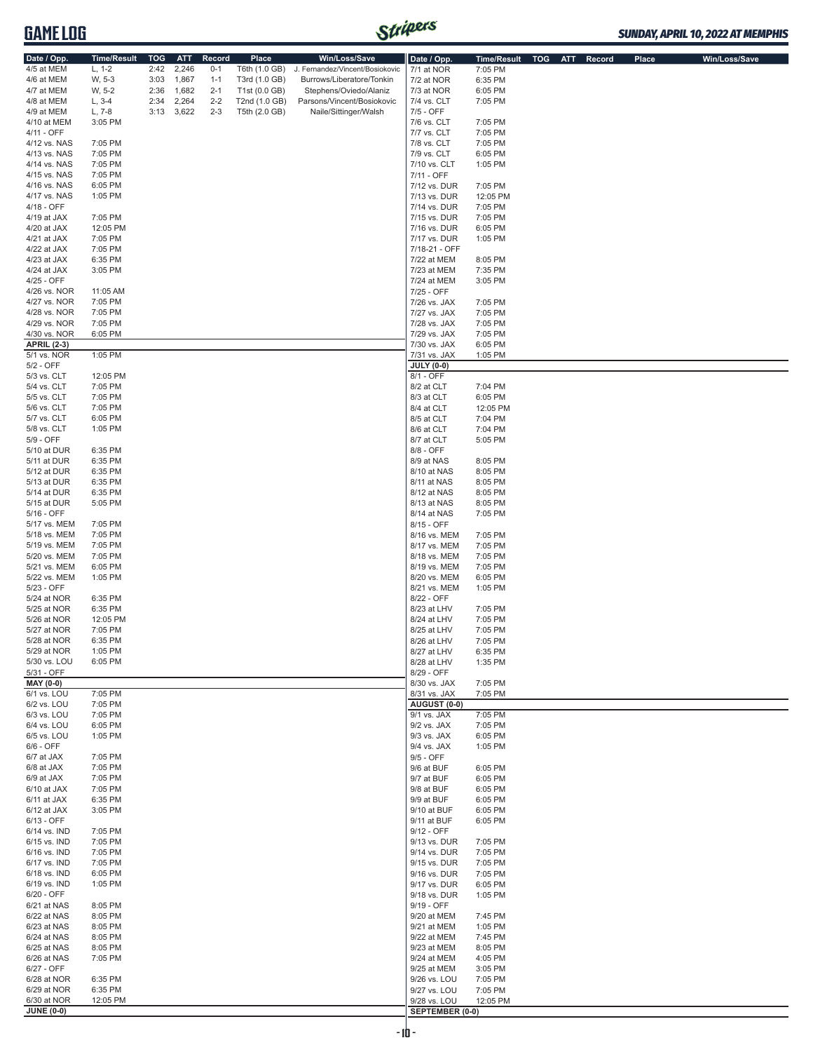# GAME LOG

*SUNDAY, APRIL 10, 2022 AT MEMPHIS*

| Date / Opp. | Time/Result | TOG | ATT | Record | Place | Win/Loss/Save |
|---|---|---|---|---|---|---|
| 4/5 at MEM | L, 1-2 | 2:42 | 2,246 | 0-1 | T6th (1.0 GB) | J. Fernandez/Vincent/Bosiokovic |
| 4/6 at MEM | W, 5-3 | 3:03 | 1,867 | 1-1 | T3rd (1.0 GB) | Burrows/Liberatore/Tonkin |
| 4/7 at MEM | W, 5-2 | 2:36 | 1,682 | 2-1 | T1st (0.0 GB) | Stephens/Oviedo/Alaniz |
| 4/8 at MEM | L, 3-4 | 2:34 | 2,264 | 2-2 | T2nd (1.0 GB) | Parsons/Vincent/Bosiokovic |
| 4/9 at MEM | L, 7-8 | 3:13 | 3,622 | 2-3 | T5th (2.0 GB) | Naile/Sittinger/Walsh |
| 4/10 at MEM | 3:05 PM | | | | | |
| 4/11 - OFF | | | | | | |
| 4/12 vs. NAS | 7:05 PM | | | | | |
| 4/13 vs. NAS | 7:05 PM | | | | | |
| 4/14 vs. NAS | 7:05 PM | | | | | |
| 4/15 vs. NAS | 7:05 PM | | | | | |
| 4/16 vs. NAS | 6:05 PM | | | | | |
| 4/17 vs. NAS | 1:05 PM | | | | | |
| 4/18 - OFF | | | | | | |
| 4/19 at JAX | 7:05 PM | | | | | |
| 4/20 at JAX | 12:05 PM | | | | | |
| 4/21 at JAX | 7:05 PM | | | | | |
| 4/22 at JAX | 7:05 PM | | | | | |
| 4/23 at JAX | 6:35 PM | | | | | |
| 4/24 at JAX | 3:05 PM | | | | | |
| 4/25 - OFF | | | | | | |
| 4/26 vs. NOR | 11:05 AM | | | | | |
| 4/27 vs. NOR | 7:05 PM | | | | | |
| 4/28 vs. NOR | 7:05 PM | | | | | |
| 4/29 vs. NOR | 7:05 PM | | | | | |
| 4/30 vs. NOR | 6:05 PM | | | | | |
| **APRIL (2-3)** | | | | | | |
| 5/1 vs. NOR | 1:05 PM | | | | | |
| 5/2 - OFF | | | | | | |
| 5/3 vs. CLT | 12:05 PM | | | | | |
| 5/4 vs. CLT | 7:05 PM | | | | | |
| 5/5 vs. CLT | 7:05 PM | | | | | |
| 5/6 vs. CLT | 7:05 PM | | | | | |
| 5/7 vs. CLT | 6:05 PM | | | | | |
| 5/8 vs. CLT | 1:05 PM | | | | | |
| 5/9 - OFF | | | | | | |
| 5/10 at DUR | 6:35 PM | | | | | |
| 5/11 at DUR | 6:35 PM | | | | | |
| 5/12 at DUR | 6:35 PM | | | | | |
| 5/13 at DUR | 6:35 PM | | | | | |
| 5/14 at DUR | 6:35 PM | | | | | |
| 5/15 at DUR | 5:05 PM | | | | | |
| 5/16 - OFF | | | | | | |
| 5/17 vs. MEM | 7:05 PM | | | | | |
| 5/18 vs. MEM | 7:05 PM | | | | | |
| 5/19 vs. MEM | 7:05 PM | | | | | |
| 5/20 vs. MEM | 7:05 PM | | | | | |
| 5/21 vs. MEM | 6:05 PM | | | | | |
| 5/22 vs. MEM | 1:05 PM | | | | | |
| 5/23 - OFF | | | | | | |
| 5/24 at NOR | 6:35 PM | | | | | |
| 5/25 at NOR | 6:35 PM | | | | | |
| 5/26 at NOR | 12:05 PM | | | | | |
| 5/27 at NOR | 7:05 PM | | | | | |
| 5/28 at NOR | 6:35 PM | | | | | |
| 5/29 at NOR | 1:05 PM | | | | | |
| 5/30 vs. LOU | 6:05 PM | | | | | |
| 5/31 - OFF | | | | | | |
| **MAY (0-0)** | | | | | | |
| 6/1 vs. LOU | 7:05 PM | | | | | |
| 6/2 vs. LOU | 7:05 PM | | | | | |
| 6/3 vs. LOU | 7:05 PM | | | | | |
| 6/4 vs. LOU | 6:05 PM | | | | | |
| 6/5 vs. LOU | 1:05 PM | | | | | |
| 6/6 - OFF | | | | | | |
| 6/7 at JAX | 7:05 PM | | | | | |
| 6/8 at JAX | 7:05 PM | | | | | |
| 6/9 at JAX | 7:05 PM | | | | | |
| 6/10 at JAX | 7:05 PM | | | | | |
| 6/11 at JAX | 6:35 PM | | | | | |
| 6/12 at JAX | 3:05 PM | | | | | |
| 6/13 - OFF | | | | | | |
| 6/14 vs. IND | 7:05 PM | | | | | |
| 6/15 vs. IND | 7:05 PM | | | | | |
| 6/16 vs. IND | 7:05 PM | | | | | |
| 6/17 vs. IND | 7:05 PM | | | | | |
| 6/18 vs. IND | 6:05 PM | | | | | |
| 6/19 vs. IND | 1:05 PM | | | | | |
| 6/20 - OFF | | | | | | |
| 6/21 at NAS | 8:05 PM | | | | | |
| 6/22 at NAS | 8:05 PM | | | | | |
| 6/23 at NAS | 8:05 PM | | | | | |
| 6/24 at NAS | 8:05 PM | | | | | |
| 6/25 at NAS | 8:05 PM | | | | | |
| 6/26 at NAS | 7:05 PM | | | | | |
| 6/27 - OFF | | | | | | |
| 6/28 at NOR | 6:35 PM | | | | | |
| 6/29 at NOR | 6:35 PM | | | | | |
| 6/30 at NOR | 12:05 PM | | | | | |
| **JUNE (0-0)** | | | | | | |

| Date / Opp. | Time/Result | TOG | ATT | Record | Place | Win/Loss/Save |
|---|---|---|---|---|---|---|
| 7/1 at NOR | 7:05 PM | | | | | |
| 7/2 at NOR | 6:35 PM | | | | | |
| 7/3 at NOR | 6:05 PM | | | | | |
| 7/4 vs. CLT | 7:05 PM | | | | | |
| 7/5 - OFF | | | | | | |
| 7/6 vs. CLT | 7:05 PM | | | | | |
| 7/7 vs. CLT | 7:05 PM | | | | | |
| 7/8 vs. CLT | 7:05 PM | | | | | |
| 7/9 vs. CLT | 6:05 PM | | | | | |
| 7/10 vs. CLT | 1:05 PM | | | | | |
| 7/11 - OFF | | | | | | |
| 7/12 vs. DUR | 7:05 PM | | | | | |
| 7/13 vs. DUR | 12:05 PM | | | | | |
| 7/14 vs. DUR | 7:05 PM | | | | | |
| 7/15 vs. DUR | 7:05 PM | | | | | |
| 7/16 vs. DUR | 6:05 PM | | | | | |
| 7/17 vs. DUR | 1:05 PM | | | | | |
| 7/18-21 - OFF | | | | | | |
| 7/22 at MEM | 8:05 PM | | | | | |
| 7/23 at MEM | 7:35 PM | | | | | |
| 7/24 at MEM | 3:05 PM | | | | | |
| 7/25 - OFF | | | | | | |
| 7/26 vs. JAX | 7:05 PM | | | | | |
| 7/27 vs. JAX | 7:05 PM | | | | | |
| 7/28 vs. JAX | 7:05 PM | | | | | |
| 7/29 vs. JAX | 7:05 PM | | | | | |
| 7/30 vs. JAX | 6:05 PM | | | | | |
| 7/31 vs. JAX | 1:05 PM | | | | | |
| **JULY (0-0)** | | | | | | |
| 8/1 - OFF | | | | | | |
| 8/2 at CLT | 7:04 PM | | | | | |
| 8/3 at CLT | 6:05 PM | | | | | |
| 8/4 at CLT | 12:05 PM | | | | | |
| 8/5 at CLT | 7:04 PM | | | | | |
| 8/6 at CLT | 7:04 PM | | | | | |
| 8/7 at CLT | 5:05 PM | | | | | |
| 8/8 - OFF | | | | | | |
| 8/9 at NAS | 8:05 PM | | | | | |
| 8/10 at NAS | 8:05 PM | | | | | |
| 8/11 at NAS | 8:05 PM | | | | | |
| 8/12 at NAS | 8:05 PM | | | | | |
| 8/13 at NAS | 8:05 PM | | | | | |
| 8/14 at NAS | 7:05 PM | | | | | |
| 8/15 - OFF | | | | | | |
| 8/16 vs. MEM | 7:05 PM | | | | | |
| 8/17 vs. MEM | 7:05 PM | | | | | |
| 8/18 vs. MEM | 7:05 PM | | | | | |
| 8/19 vs. MEM | 7:05 PM | | | | | |
| 8/20 vs. MEM | 6:05 PM | | | | | |
| 8/21 vs. MEM | 1:05 PM | | | | | |
| 8/22 - OFF | | | | | | |
| 8/23 at LHV | 7:05 PM | | | | | |
| 8/24 at LHV | 7:05 PM | | | | | |
| 8/25 at LHV | 7:05 PM | | | | | |
| 8/26 at LHV | 7:05 PM | | | | | |
| 8/27 at LHV | 6:35 PM | | | | | |
| 8/28 at LHV | 1:35 PM | | | | | |
| 8/29 - OFF | | | | | | |
| 8/30 vs. JAX | 7:05 PM | | | | | |
| 8/31 vs. JAX | 7:05 PM | | | | | |
| **AUGUST (0-0)** | | | | | | |
| 9/1 vs. JAX | 7:05 PM | | | | | |
| 9/2 vs. JAX | 7:05 PM | | | | | |
| 9/3 vs. JAX | 6:05 PM | | | | | |
| 9/4 vs. JAX | 1:05 PM | | | | | |
| 9/5 - OFF | | | | | | |
| 9/6 at BUF | 6:05 PM | | | | | |
| 9/7 at BUF | 6:05 PM | | | | | |
| 9/8 at BUF | 6:05 PM | | | | | |
| 9/9 at BUF | 6:05 PM | | | | | |
| 9/10 at BUF | 6:05 PM | | | | | |
| 9/11 at BUF | 6:05 PM | | | | | |
| 9/12 - OFF | | | | | | |
| 9/13 vs. DUR | 7:05 PM | | | | | |
| 9/14 vs. DUR | 7:05 PM | | | | | |
| 9/15 vs. DUR | 7:05 PM | | | | | |
| 9/16 vs. DUR | 7:05 PM | | | | | |
| 9/17 vs. DUR | 6:05 PM | | | | | |
| 9/18 vs. DUR | 1:05 PM | | | | | |
| 9/19 - OFF | | | | | | |
| 9/20 at MEM | 7:45 PM | | | | | |
| 9/21 at MEM | 1:05 PM | | | | | |
| 9/22 at MEM | 7:45 PM | | | | | |
| 9/23 at MEM | 8:05 PM | | | | | |
| 9/24 at MEM | 4:05 PM | | | | | |
| 9/25 at MEM | 3:05 PM | | | | | |
| 9/26 vs. LOU | 7:05 PM | | | | | |
| 9/27 vs. LOU | 7:05 PM | | | | | |
| 9/28 vs. LOU | 12:05 PM | | | | | |
| **SEPTEMBER (0-0)** | | | | | | |